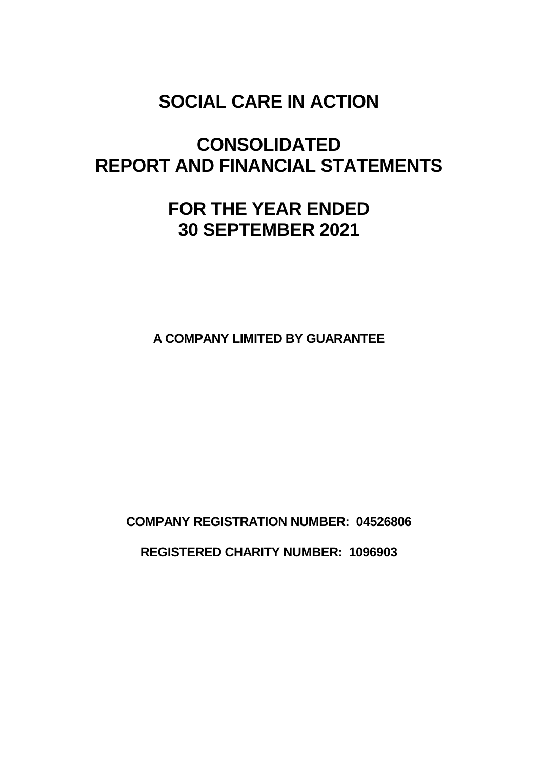# SOCIAL CARE IN ACTION

# CONSOLIDATED REPORT AND FINANCIAL STATEMENTS

# FOR THE YEAR ENDED 30 SEPTEMBER 2021

**A COMPANY LIMITED BY GUARANTEE**

**COMPANY REGISTRATION NUMBER: 04526806**

**REGISTERED CHARITY NUMBER: 1096903**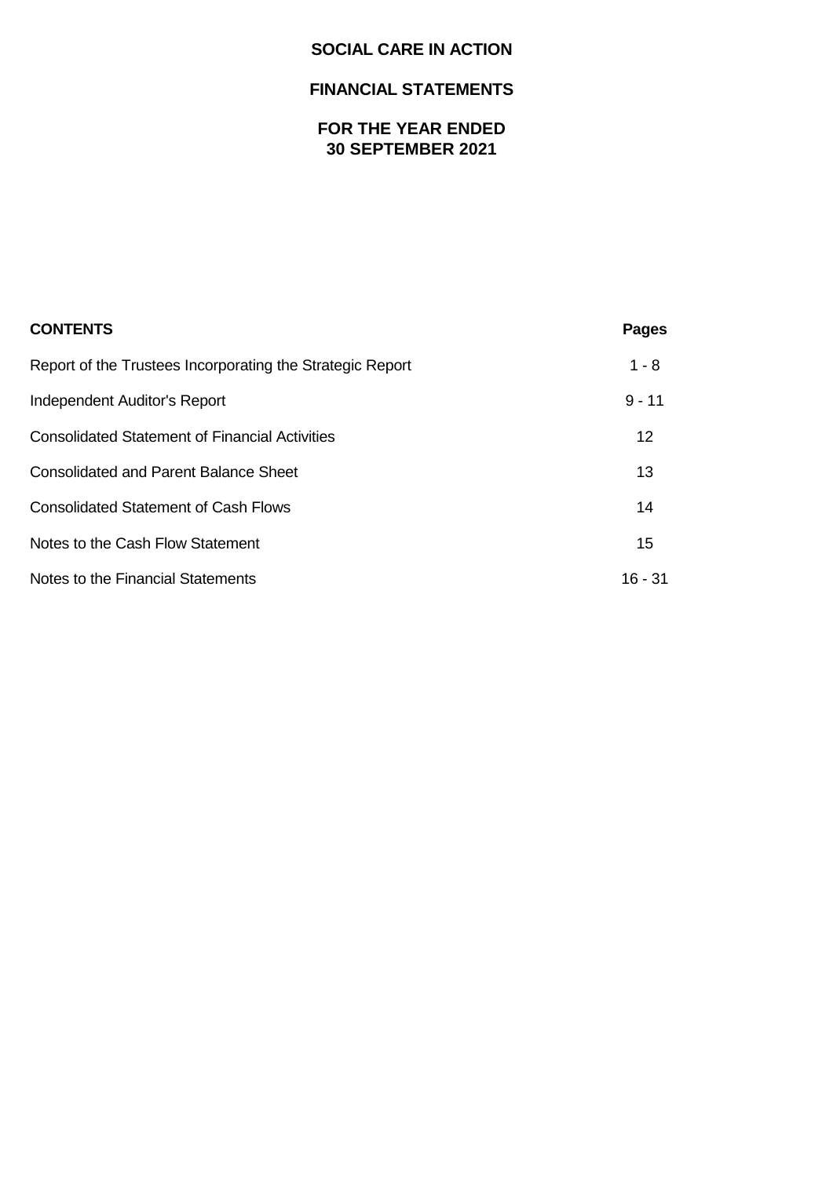# SOCIAL CARE IN ACTION

## FINANCIAL STATEMENTS

## FOR THE YEAR ENDED
## 30 SEPTEMBER 2021

| **CONTENTS** | **Pages** |
|---|---|
| Report of the Trustees Incorporating the Strategic Report | 1 - 8 |
| Independent Auditor's Report | 9 - 11 |
| Consolidated Statement of Financial Activities | 12 |
| Consolidated and Parent Balance Sheet | 13 |
| Consolidated Statement of Cash Flows | 14 |
| Notes to the Cash Flow Statement | 15 |
| Notes to the Financial Statements | 16 - 31 |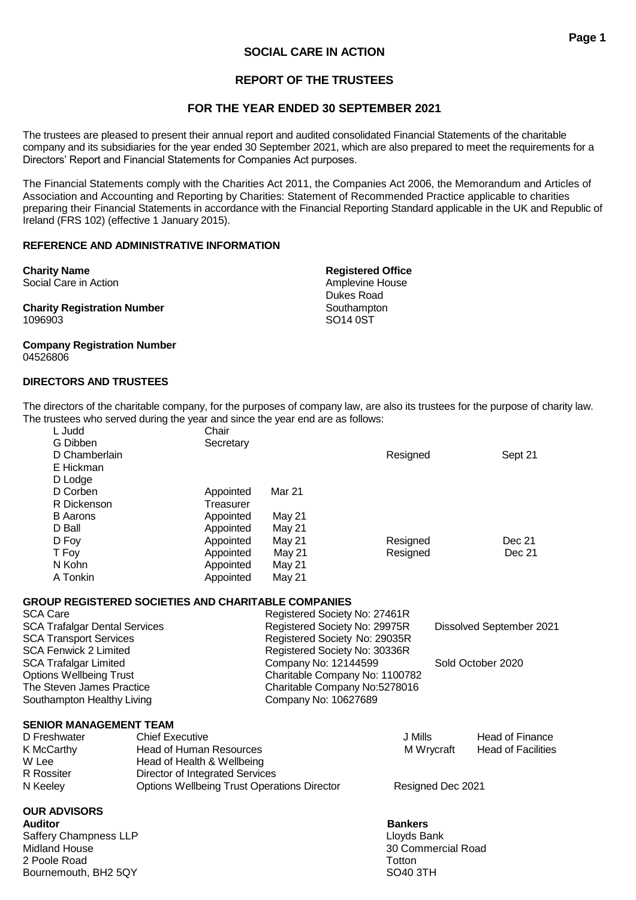# SOCIAL CARE IN ACTION

## REPORT OF THE TRUSTEES

## FOR THE YEAR ENDED 30 SEPTEMBER 2021

The trustees are pleased to present their annual report and audited consolidated Financial Statements of the charitable company and its subsidiaries for the year ended 30 September 2021, which are also prepared to meet the requirements for a Directors' Report and Financial Statements for Companies Act purposes.

The Financial Statements comply with the Charities Act 2011, the Companies Act 2006, the Memorandum and Articles of Association and Accounting and Reporting by Charities: Statement of Recommended Practice applicable to charities preparing their Financial Statements in accordance with the Financial Reporting Standard applicable in the UK and Republic of Ireland (FRS 102) (effective 1 January 2015).

### REFERENCE AND ADMINISTRATIVE INFORMATION

**Charity Name**
Social Care in Action

**Charity Registration Number**
1096903

**Company Registration Number**
04526806

**Registered Office**
Amplevine House
Dukes Road
Southampton
SO14 0ST

### DIRECTORS AND TRUSTEES

The directors of the charitable company, for the purposes of company law, are also its trustees for the purpose of charity law. The trustees who served during the year and since the year end are as follows:

| Name | Role | | | |
|---|---|---|---|---|
| L Judd | Chair | | | |
| G Dibben | Secretary | | | |
| D Chamberlain | | | Resigned | Sept 21 |
| E Hickman | | | | |
| D Lodge | | | | |
| D Corben | Appointed | Mar 21 | | |
| R Dickenson | Treasurer | | | |
| B Aarons | Appointed | May 21 | | |
| D Ball | Appointed | May 21 | | |
| D Foy | Appointed | May 21 | Resigned | Dec 21 |
| T Foy | Appointed | May 21 | Resigned | Dec 21 |
| N Kohn | Appointed | May 21 | | |
| A Tonkin | Appointed | May 21 | | |

### GROUP REGISTERED SOCIETIES AND CHARITABLE COMPANIES

| Entity | Registration | Status |
|---|---|---|
| SCA Care | Registered Society No: 27461R | |
| SCA Trafalgar Dental Services | Registered Society No: 29975R | Dissolved September 2021 |
| SCA Transport Services | Registered Society No: 29035R | |
| SCA Fenwick 2 Limited | Registered Society No: 30336R | |
| SCA Trafalgar Limited | Company No: 12144599 | Sold October 2020 |
| Options Wellbeing Trust | Charitable Company No: 1100782 | |
| The Steven James Practice | Charitable Company No:5278016 | |
| Southampton Healthy Living | Company No: 10627689 | |

### SENIOR MANAGEMENT TEAM

| Name | Role | | |
|---|---|---|---|
| D Freshwater | Chief Executive | J Mills | Head of Finance |
| K McCarthy | Head of Human Resources | M Wrycraft | Head of Facilities |
| W Lee | Head of Health & Wellbeing | | |
| R Rossiter | Director of Integrated Services | | |
| N Keeley | Options Wellbeing Trust Operations Director | Resigned Dec 2021 | |

### OUR ADVISORS

**Auditor**
Saffery Champness LLP
Midland House
2 Poole Road
Bournemouth, BH2 5QY

**Bankers**
Lloyds Bank
30 Commercial Road
Totton
SO40 3TH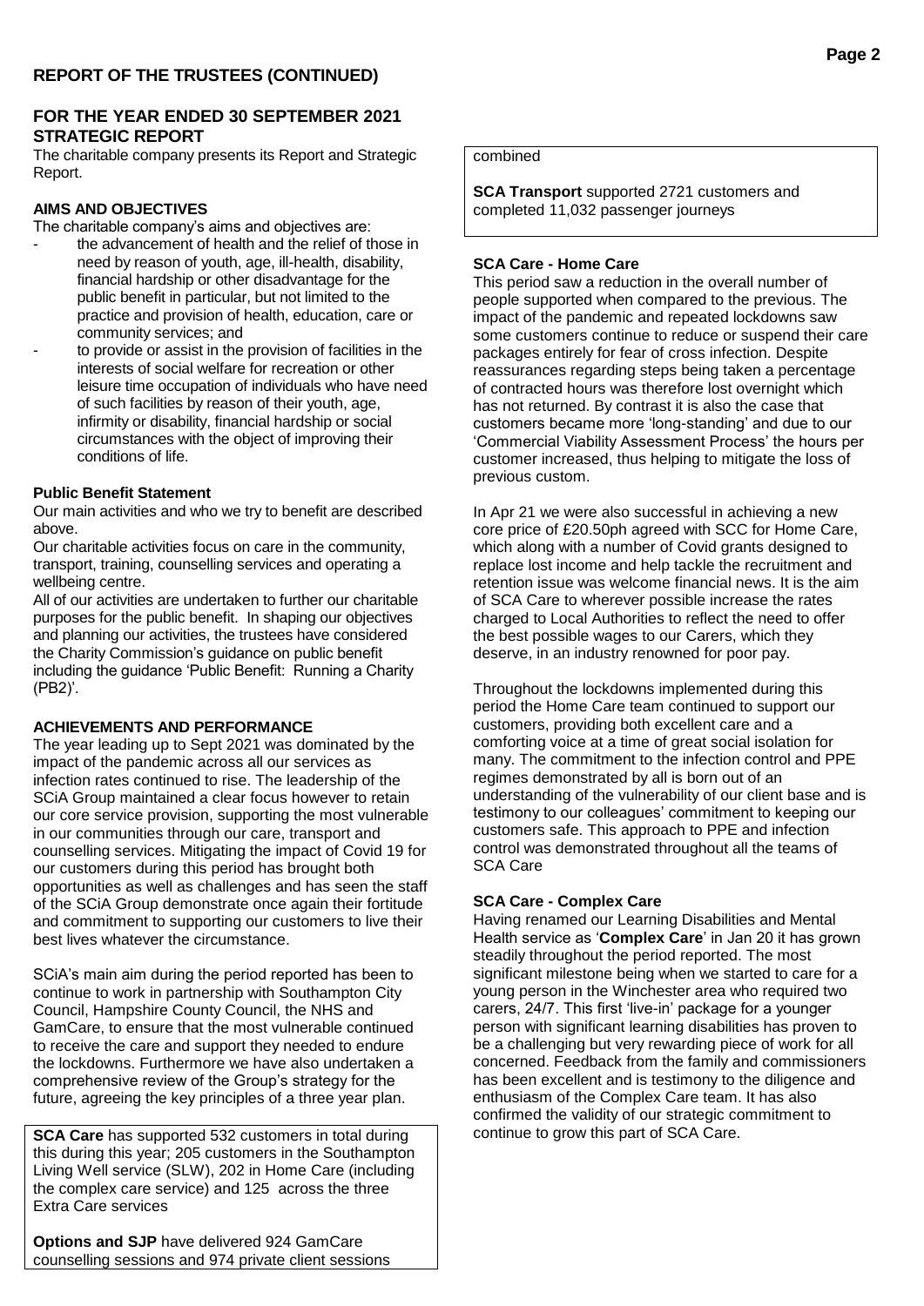## REPORT OF THE TRUSTEES (CONTINUED)

### FOR THE YEAR ENDED 30 SEPTEMBER 2021 STRATEGIC REPORT

The charitable company presents its Report and Strategic Report.

**AIMS AND OBJECTIVES**

The charitable company's aims and objectives are:

- the advancement of health and the relief of those in need by reason of youth, age, ill-health, disability, financial hardship or other disadvantage for the public benefit in particular, but not limited to the practice and provision of health, education, care or community services; and
- to provide or assist in the provision of facilities in the interests of social welfare for recreation or other leisure time occupation of individuals who have need of such facilities by reason of their youth, age, infirmity or disability, financial hardship or social circumstances with the object of improving their conditions of life.

**Public Benefit Statement**

Our main activities and who we try to benefit are described above.

Our charitable activities focus on care in the community, transport, training, counselling services and operating a wellbeing centre.

All of our activities are undertaken to further our charitable purposes for the public benefit. In shaping our objectives and planning our activities, the trustees have considered the Charity Commission's guidance on public benefit including the guidance 'Public Benefit: Running a Charity (PB2)'.

**ACHIEVEMENTS AND PERFORMANCE**

The year leading up to Sept 2021 was dominated by the impact of the pandemic across all our services as infection rates continued to rise. The leadership of the SCiA Group maintained a clear focus however to retain our core service provision, supporting the most vulnerable in our communities through our care, transport and counselling services. Mitigating the impact of Covid 19 for our customers during this period has brought both opportunities as well as challenges and has seen the staff of the SCiA Group demonstrate once again their fortitude and commitment to supporting our customers to live their best lives whatever the circumstance.

SCiA's main aim during the period reported has been to continue to work in partnership with Southampton City Council, Hampshire County Council, the NHS and GamCare, to ensure that the most vulnerable continued to receive the care and support they needed to endure the lockdowns. Furthermore we have also undertaken a comprehensive review of the Group's strategy for the future, agreeing the key principles of a three year plan.

**SCA Care** has supported 532 customers in total during this during this year; 205 customers in the Southampton Living Well service (SLW), 202 in Home Care (including the complex care service) and 125 across the three Extra Care services

**Options and SJP** have delivered 924 GamCare counselling sessions and 974 private client sessions combined

**SCA Transport** supported 2721 customers and completed 11,032 passenger journeys

**SCA Care - Home Care**

This period saw a reduction in the overall number of people supported when compared to the previous. The impact of the pandemic and repeated lockdowns saw some customers continue to reduce or suspend their care packages entirely for fear of cross infection. Despite reassurances regarding steps being taken a percentage of contracted hours was therefore lost overnight which has not returned. By contrast it is also the case that customers became more 'long-standing' and due to our 'Commercial Viability Assessment Process' the hours per customer increased, thus helping to mitigate the loss of previous custom.

In Apr 21 we were also successful in achieving a new core price of £20.50ph agreed with SCC for Home Care, which along with a number of Covid grants designed to replace lost income and help tackle the recruitment and retention issue was welcome financial news. It is the aim of SCA Care to wherever possible increase the rates charged to Local Authorities to reflect the need to offer the best possible wages to our Carers, which they deserve, in an industry renowned for poor pay.

Throughout the lockdowns implemented during this period the Home Care team continued to support our customers, providing both excellent care and a comforting voice at a time of great social isolation for many. The commitment to the infection control and PPE regimes demonstrated by all is born out of an understanding of the vulnerability of our client base and is testimony to our colleagues' commitment to keeping our customers safe. This approach to PPE and infection control was demonstrated throughout all the teams of SCA Care

**SCA Care - Complex Care**

Having renamed our Learning Disabilities and Mental Health service as '**Complex Care**' in Jan 20 it has grown steadily throughout the period reported. The most significant milestone being when we started to care for a young person in the Winchester area who required two carers, 24/7. This first 'live-in' package for a younger person with significant learning disabilities has proven to be a challenging but very rewarding piece of work for all concerned. Feedback from the family and commissioners has been excellent and is testimony to the diligence and enthusiasm of the Complex Care team. It has also confirmed the validity of our strategic commitment to continue to grow this part of SCA Care.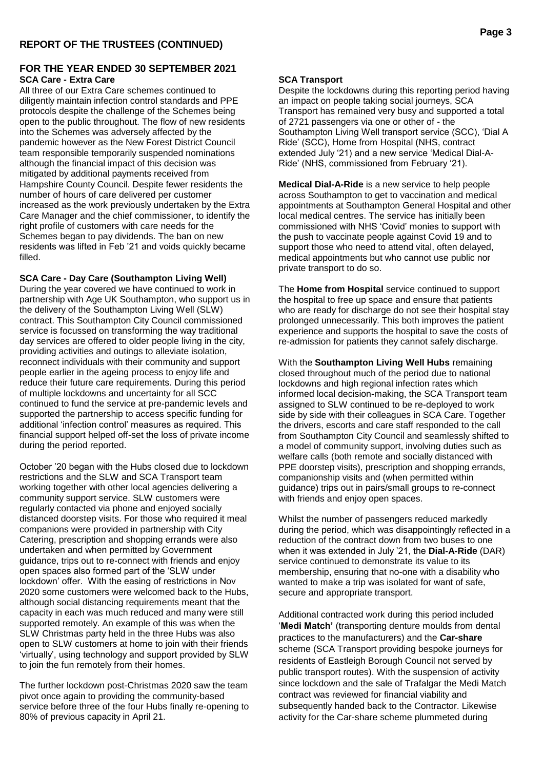## REPORT OF THE TRUSTEES (CONTINUED)

### FOR THE YEAR ENDED 30 SEPTEMBER 2021

**SCA Care - Extra Care**

All three of our Extra Care schemes continued to diligently maintain infection control standards and PPE protocols despite the challenge of the Schemes being open to the public throughout. The flow of new residents into the Schemes was adversely affected by the pandemic however as the New Forest District Council team responsible temporarily suspended nominations although the financial impact of this decision was mitigated by additional payments received from Hampshire County Council. Despite fewer residents the number of hours of care delivered per customer increased as the work previously undertaken by the Extra Care Manager and the chief commissioner, to identify the right profile of customers with care needs for the Schemes began to pay dividends. The ban on new residents was lifted in Feb '21 and voids quickly became filled.

**SCA Care - Day Care (Southampton Living Well)**

During the year covered we have continued to work in partnership with Age UK Southampton, who support us in the delivery of the Southampton Living Well (SLW) contract. This Southampton City Council commissioned service is focussed on transforming the way traditional day services are offered to older people living in the city, providing activities and outings to alleviate isolation, reconnect individuals with their community and support people earlier in the ageing process to enjoy life and reduce their future care requirements. During this period of multiple lockdowns and uncertainty for all SCC continued to fund the service at pre-pandemic levels and supported the partnership to access specific funding for additional 'infection control' measures as required. This financial support helped off-set the loss of private income during the period reported.

October '20 began with the Hubs closed due to lockdown restrictions and the SLW and SCA Transport team working together with other local agencies delivering a community support service. SLW customers were regularly contacted via phone and enjoyed socially distanced doorstep visits. For those who required it meal companions were provided in partnership with City Catering, prescription and shopping errands were also undertaken and when permitted by Government guidance, trips out to re-connect with friends and enjoy open spaces also formed part of the 'SLW under lockdown' offer. With the easing of restrictions in Nov 2020 some customers were welcomed back to the Hubs, although social distancing requirements meant that the capacity in each was much reduced and many were still supported remotely. An example of this was when the SLW Christmas party held in the three Hubs was also open to SLW customers at home to join with their friends 'virtually', using technology and support provided by SLW to join the fun remotely from their homes.

The further lockdown post-Christmas 2020 saw the team pivot once again to providing the community-based service before three of the four Hubs finally re-opening to 80% of previous capacity in April 21.

**SCA Transport**

Despite the lockdowns during this reporting period having an impact on people taking social journeys, SCA Transport has remained very busy and supported a total of 2721 passengers via one or other of - the Southampton Living Well transport service (SCC), 'Dial A Ride' (SCC), Home from Hospital (NHS, contract extended July '21) and a new service 'Medical Dial-A-Ride' (NHS, commissioned from February '21).

**Medical Dial-A-Ride** is a new service to help people across Southampton to get to vaccination and medical appointments at Southampton General Hospital and other local medical centres. The service has initially been commissioned with NHS 'Covid' monies to support with the push to vaccinate people against Covid 19 and to support those who need to attend vital, often delayed, medical appointments but who cannot use public nor private transport to do so.

The **Home from Hospital** service continued to support the hospital to free up space and ensure that patients who are ready for discharge do not see their hospital stay prolonged unnecessarily. This both improves the patient experience and supports the hospital to save the costs of re-admission for patients they cannot safely discharge.

With the **Southampton Living Well Hubs** remaining closed throughout much of the period due to national lockdowns and high regional infection rates which informed local decision-making, the SCA Transport team assigned to SLW continued to be re-deployed to work side by side with their colleagues in SCA Care. Together the drivers, escorts and care staff responded to the call from Southampton City Council and seamlessly shifted to a model of community support, involving duties such as welfare calls (both remote and socially distanced with PPE doorstep visits), prescription and shopping errands, companionship visits and (when permitted within guidance) trips out in pairs/small groups to re-connect with friends and enjoy open spaces.

Whilst the number of passengers reduced markedly during the period, which was disappointingly reflected in a reduction of the contract down from two buses to one when it was extended in July '21, the **Dial-A-Ride** (DAR) service continued to demonstrate its value to its membership, ensuring that no-one with a disability who wanted to make a trip was isolated for want of safe, secure and appropriate transport.

Additional contracted work during this period included '**Medi Match'** (transporting denture moulds from dental practices to the manufacturers) and the **Car-share** scheme (SCA Transport providing bespoke journeys for residents of Eastleigh Borough Council not served by public transport routes). With the suspension of activity since lockdown and the sale of Trafalgar the Medi Match contract was reviewed for financial viability and subsequently handed back to the Contractor. Likewise activity for the Car-share scheme plummeted during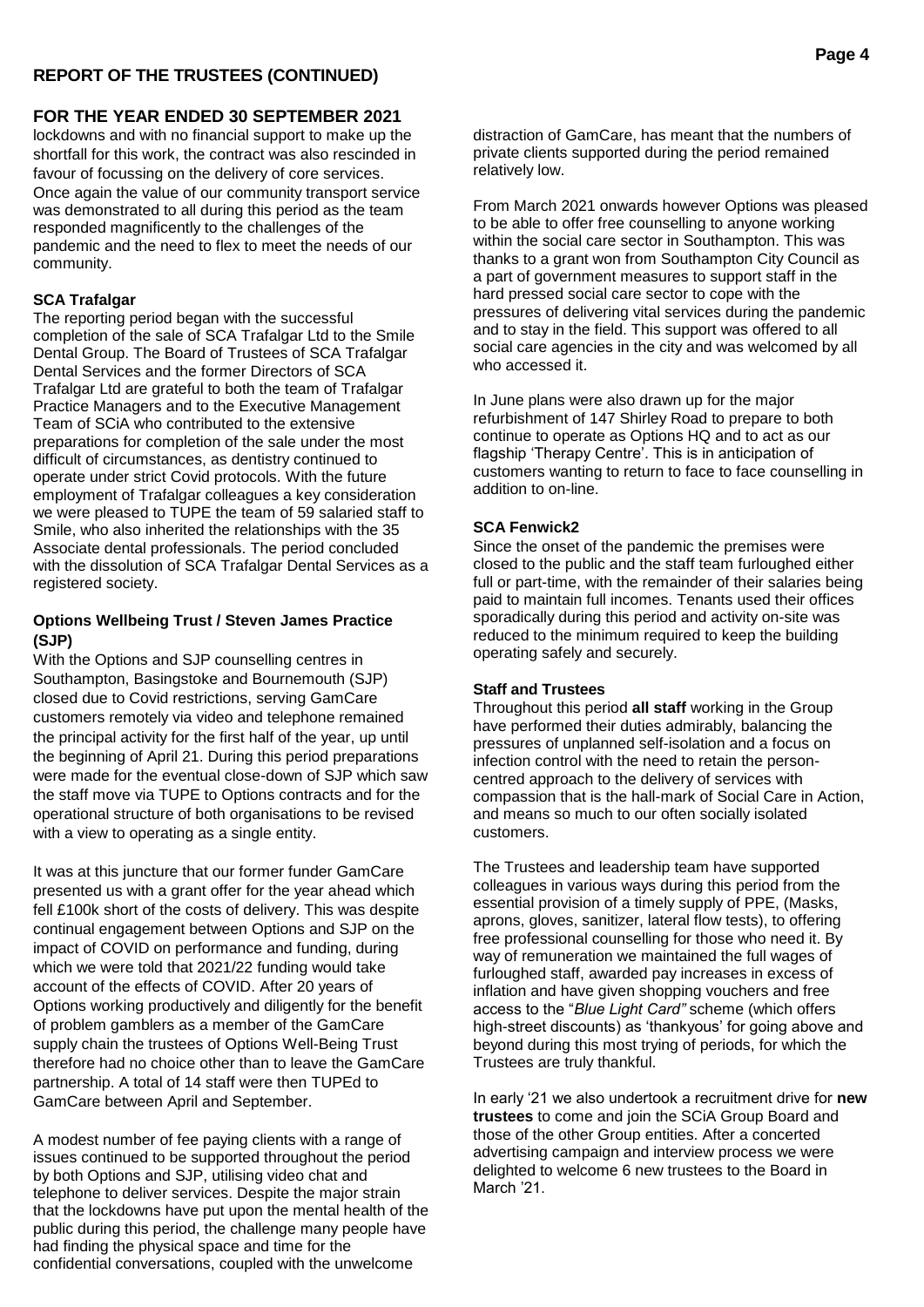## REPORT OF THE TRUSTEES (CONTINUED)

## FOR THE YEAR ENDED 30 SEPTEMBER 2021

lockdowns and with no financial support to make up the shortfall for this work, the contract was also rescinded in favour of focussing on the delivery of core services. Once again the value of our community transport service was demonstrated to all during this period as the team responded magnificently to the challenges of the pandemic and the need to flex to meet the needs of our community.

**SCA Trafalgar**

The reporting period began with the successful completion of the sale of SCA Trafalgar Ltd to the Smile Dental Group. The Board of Trustees of SCA Trafalgar Dental Services and the former Directors of SCA Trafalgar Ltd are grateful to both the team of Trafalgar Practice Managers and to the Executive Management Team of SCiA who contributed to the extensive preparations for completion of the sale under the most difficult of circumstances, as dentistry continued to operate under strict Covid protocols. With the future employment of Trafalgar colleagues a key consideration we were pleased to TUPE the team of 59 salaried staff to Smile, who also inherited the relationships with the 35 Associate dental professionals. The period concluded with the dissolution of SCA Trafalgar Dental Services as a registered society.

**Options Wellbeing Trust / Steven James Practice (SJP)**

With the Options and SJP counselling centres in Southampton, Basingstoke and Bournemouth (SJP) closed due to Covid restrictions, serving GamCare customers remotely via video and telephone remained the principal activity for the first half of the year, up until the beginning of April 21. During this period preparations were made for the eventual close-down of SJP which saw the staff move via TUPE to Options contracts and for the operational structure of both organisations to be revised with a view to operating as a single entity.

It was at this juncture that our former funder GamCare presented us with a grant offer for the year ahead which fell £100k short of the costs of delivery. This was despite continual engagement between Options and SJP on the impact of COVID on performance and funding, during which we were told that 2021/22 funding would take account of the effects of COVID. After 20 years of Options working productively and diligently for the benefit of problem gamblers as a member of the GamCare supply chain the trustees of Options Well-Being Trust therefore had no choice other than to leave the GamCare partnership. A total of 14 staff were then TUPEd to GamCare between April and September.

A modest number of fee paying clients with a range of issues continued to be supported throughout the period by both Options and SJP, utilising video chat and telephone to deliver services. Despite the major strain that the lockdowns have put upon the mental health of the public during this period, the challenge many people have had finding the physical space and time for the confidential conversations, coupled with the unwelcome distraction of GamCare, has meant that the numbers of private clients supported during the period remained relatively low.

From March 2021 onwards however Options was pleased to be able to offer free counselling to anyone working within the social care sector in Southampton. This was thanks to a grant won from Southampton City Council as a part of government measures to support staff in the hard pressed social care sector to cope with the pressures of delivering vital services during the pandemic and to stay in the field. This support was offered to all social care agencies in the city and was welcomed by all who accessed it.

In June plans were also drawn up for the major refurbishment of 147 Shirley Road to prepare to both continue to operate as Options HQ and to act as our flagship 'Therapy Centre'. This is in anticipation of customers wanting to return to face to face counselling in addition to on-line.

**SCA Fenwick2**

Since the onset of the pandemic the premises were closed to the public and the staff team furloughed either full or part-time, with the remainder of their salaries being paid to maintain full incomes. Tenants used their offices sporadically during this period and activity on-site was reduced to the minimum required to keep the building operating safely and securely.

**Staff and Trustees**

Throughout this period **all staff** working in the Group have performed their duties admirably, balancing the pressures of unplanned self-isolation and a focus on infection control with the need to retain the person-centred approach to the delivery of services with compassion that is the hall-mark of Social Care in Action, and means so much to our often socially isolated customers.

The Trustees and leadership team have supported colleagues in various ways during this period from the essential provision of a timely supply of PPE, (Masks, aprons, gloves, sanitizer, lateral flow tests), to offering free professional counselling for those who need it. By way of remuneration we maintained the full wages of furloughed staff, awarded pay increases in excess of inflation and have given shopping vouchers and free access to the "*Blue Light Card"* scheme (which offers high-street discounts) as 'thankyous' for going above and beyond during this most trying of periods, for which the Trustees are truly thankful.

In early '21 we also undertook a recruitment drive for **new trustees** to come and join the SCiA Group Board and those of the other Group entities. After a concerted advertising campaign and interview process we were delighted to welcome 6 new trustees to the Board in March '21.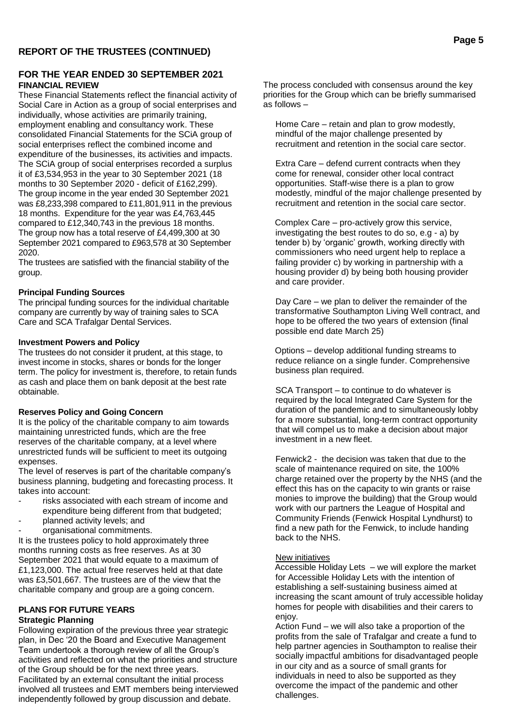## REPORT OF THE TRUSTEES (CONTINUED)

## FOR THE YEAR ENDED 30 SEPTEMBER 2021

### FINANCIAL REVIEW

These Financial Statements reflect the financial activity of Social Care in Action as a group of social enterprises and individually, whose activities are primarily training, employment enabling and consultancy work. These consolidated Financial Statements for the SCiA group of social enterprises reflect the combined income and expenditure of the businesses, its activities and impacts. The SCiA group of social enterprises recorded a surplus it of £3,534,953 in the year to 30 September 2021 (18 months to 30 September 2020 - deficit of £162,299). The group income in the year ended 30 September 2021 was £8,233,398 compared to £11,801,911 in the previous 18 months. Expenditure for the year was £4,763,445 compared to £12,340,743 in the previous 18 months. The group now has a total reserve of £4,499,300 at 30 September 2021 compared to £963,578 at 30 September 2020.

The trustees are satisfied with the financial stability of the group.

**Principal Funding Sources**

The principal funding sources for the individual charitable company are currently by way of training sales to SCA Care and SCA Trafalgar Dental Services.

**Investment Powers and Policy**

The trustees do not consider it prudent, at this stage, to invest income in stocks, shares or bonds for the longer term. The policy for investment is, therefore, to retain funds as cash and place them on bank deposit at the best rate obtainable.

**Reserves Policy and Going Concern**

It is the policy of the charitable company to aim towards maintaining unrestricted funds, which are the free reserves of the charitable company, at a level where unrestricted funds will be sufficient to meet its outgoing expenses.

The level of reserves is part of the charitable company's business planning, budgeting and forecasting process. It takes into account:

- risks associated with each stream of income and expenditure being different from that budgeted;
- planned activity levels; and
- organisational commitments.

It is the trustees policy to hold approximately three months running costs as free reserves. As at 30 September 2021 that would equate to a maximum of £1,123,000. The actual free reserves held at that date was £3,501,667. The trustees are of the view that the charitable company and group are a going concern.

### PLANS FOR FUTURE YEARS

**Strategic Planning**

Following expiration of the previous three year strategic plan, in Dec '20 the Board and Executive Management Team undertook a thorough review of all the Group's activities and reflected on what the priorities and structure of the Group should be for the next three years. Facilitated by an external consultant the initial process involved all trustees and EMT members being interviewed independently followed by group discussion and debate.

The process concluded with consensus around the key priorities for the Group which can be briefly summarised as follows –

Home Care – retain and plan to grow modestly, mindful of the major challenge presented by recruitment and retention in the social care sector.

Extra Care – defend current contracts when they come for renewal, consider other local contract opportunities. Staff-wise there is a plan to grow modestly, mindful of the major challenge presented by recruitment and retention in the social care sector.

Complex Care – pro-actively grow this service, investigating the best routes to do so, e.g - a) by tender b) by 'organic' growth, working directly with commissioners who need urgent help to replace a failing provider c) by working in partnership with a housing provider d) by being both housing provider and care provider.

Day Care – we plan to deliver the remainder of the transformative Southampton Living Well contract, and hope to be offered the two years of extension (final possible end date March 25)

Options – develop additional funding streams to reduce reliance on a single funder. Comprehensive business plan required.

SCA Transport – to continue to do whatever is required by the local Integrated Care System for the duration of the pandemic and to simultaneously lobby for a more substantial, long-term contract opportunity that will compel us to make a decision about major investment in a new fleet.

Fenwick2 - the decision was taken that due to the scale of maintenance required on site, the 100% charge retained over the property by the NHS (and the effect this has on the capacity to win grants or raise monies to improve the building) that the Group would work with our partners the League of Hospital and Community Friends (Fenwick Hospital Lyndhurst) to find a new path for the Fenwick, to include handing back to the NHS.

New initiatives

Accessible Holiday Lets – we will explore the market for Accessible Holiday Lets with the intention of establishing a self-sustaining business aimed at increasing the scant amount of truly accessible holiday homes for people with disabilities and their carers to enjoy.

Action Fund – we will also take a proportion of the profits from the sale of Trafalgar and create a fund to help partner agencies in Southampton to realise their socially impactful ambitions for disadvantaged people in our city and as a source of small grants for individuals in need to also be supported as they overcome the impact of the pandemic and other challenges.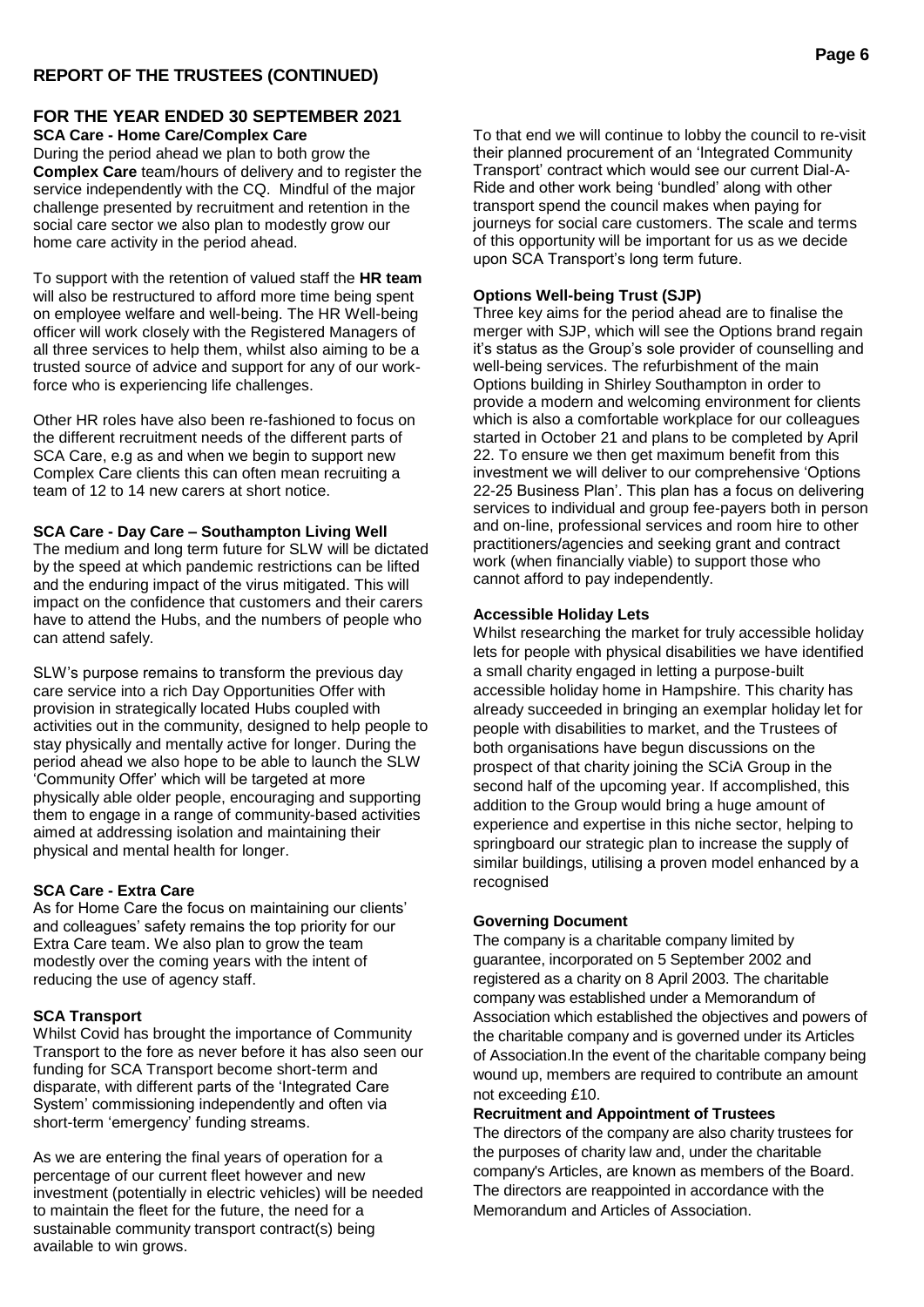## REPORT OF THE TRUSTEES (CONTINUED)

## FOR THE YEAR ENDED 30 SEPTEMBER 2021

**SCA Care - Home Care/Complex Care**

During the period ahead we plan to both grow the **Complex Care** team/hours of delivery and to register the service independently with the CQ. Mindful of the major challenge presented by recruitment and retention in the social care sector we also plan to modestly grow our home care activity in the period ahead.

To support with the retention of valued staff the **HR team** will also be restructured to afford more time being spent on employee welfare and well-being. The HR Well-being officer will work closely with the Registered Managers of all three services to help them, whilst also aiming to be a trusted source of advice and support for any of our work-force who is experiencing life challenges.

Other HR roles have also been re-fashioned to focus on the different recruitment needs of the different parts of SCA Care, e.g as and when we begin to support new Complex Care clients this can often mean recruiting a team of 12 to 14 new carers at short notice.

**SCA Care - Day Care – Southampton Living Well**

The medium and long term future for SLW will be dictated by the speed at which pandemic restrictions can be lifted and the enduring impact of the virus mitigated. This will impact on the confidence that customers and their carers have to attend the Hubs, and the numbers of people who can attend safely.

SLW's purpose remains to transform the previous day care service into a rich Day Opportunities Offer with provision in strategically located Hubs coupled with activities out in the community, designed to help people to stay physically and mentally active for longer. During the period ahead we also hope to be able to launch the SLW 'Community Offer' which will be targeted at more physically able older people, encouraging and supporting them to engage in a range of community-based activities aimed at addressing isolation and maintaining their physical and mental health for longer.

**SCA Care - Extra Care**

As for Home Care the focus on maintaining our clients' and colleagues' safety remains the top priority for our Extra Care team. We also plan to grow the team modestly over the coming years with the intent of reducing the use of agency staff.

**SCA Transport**

Whilst Covid has brought the importance of Community Transport to the fore as never before it has also seen our funding for SCA Transport become short-term and disparate, with different parts of the 'Integrated Care System' commissioning independently and often via short-term 'emergency' funding streams.

As we are entering the final years of operation for a percentage of our current fleet however and new investment (potentially in electric vehicles) will be needed to maintain the fleet for the future, the need for a sustainable community transport contract(s) being available to win grows.

To that end we will continue to lobby the council to re-visit their planned procurement of an 'Integrated Community Transport' contract which would see our current Dial-A-Ride and other work being 'bundled' along with other transport spend the council makes when paying for journeys for social care customers. The scale and terms of this opportunity will be important for us as we decide upon SCA Transport's long term future.

**Options Well-being Trust (SJP)**

Three key aims for the period ahead are to finalise the merger with SJP, which will see the Options brand regain it's status as the Group's sole provider of counselling and well-being services. The refurbishment of the main Options building in Shirley Southampton in order to provide a modern and welcoming environment for clients which is also a comfortable workplace for our colleagues started in October 21 and plans to be completed by April 22. To ensure we then get maximum benefit from this investment we will deliver to our comprehensive 'Options 22-25 Business Plan'. This plan has a focus on delivering services to individual and group fee-payers both in person and on-line, professional services and room hire to other practitioners/agencies and seeking grant and contract work (when financially viable) to support those who cannot afford to pay independently.

**Accessible Holiday Lets**

Whilst researching the market for truly accessible holiday lets for people with physical disabilities we have identified a small charity engaged in letting a purpose-built accessible holiday home in Hampshire. This charity has already succeeded in bringing an exemplar holiday let for people with disabilities to market, and the Trustees of both organisations have begun discussions on the prospect of that charity joining the SCiA Group in the second half of the upcoming year. If accomplished, this addition to the Group would bring a huge amount of experience and expertise in this niche sector, helping to springboard our strategic plan to increase the supply of similar buildings, utilising a proven model enhanced by a recognised

**Governing Document**

The company is a charitable company limited by guarantee, incorporated on 5 September 2002 and registered as a charity on 8 April 2003. The charitable company was established under a Memorandum of Association which established the objectives and powers of the charitable company and is governed under its Articles of Association.In the event of the charitable company being wound up, members are required to contribute an amount not exceeding £10.

**Recruitment and Appointment of Trustees**

The directors of the company are also charity trustees for the purposes of charity law and, under the charitable company's Articles, are known as members of the Board. The directors are reappointed in accordance with the Memorandum and Articles of Association.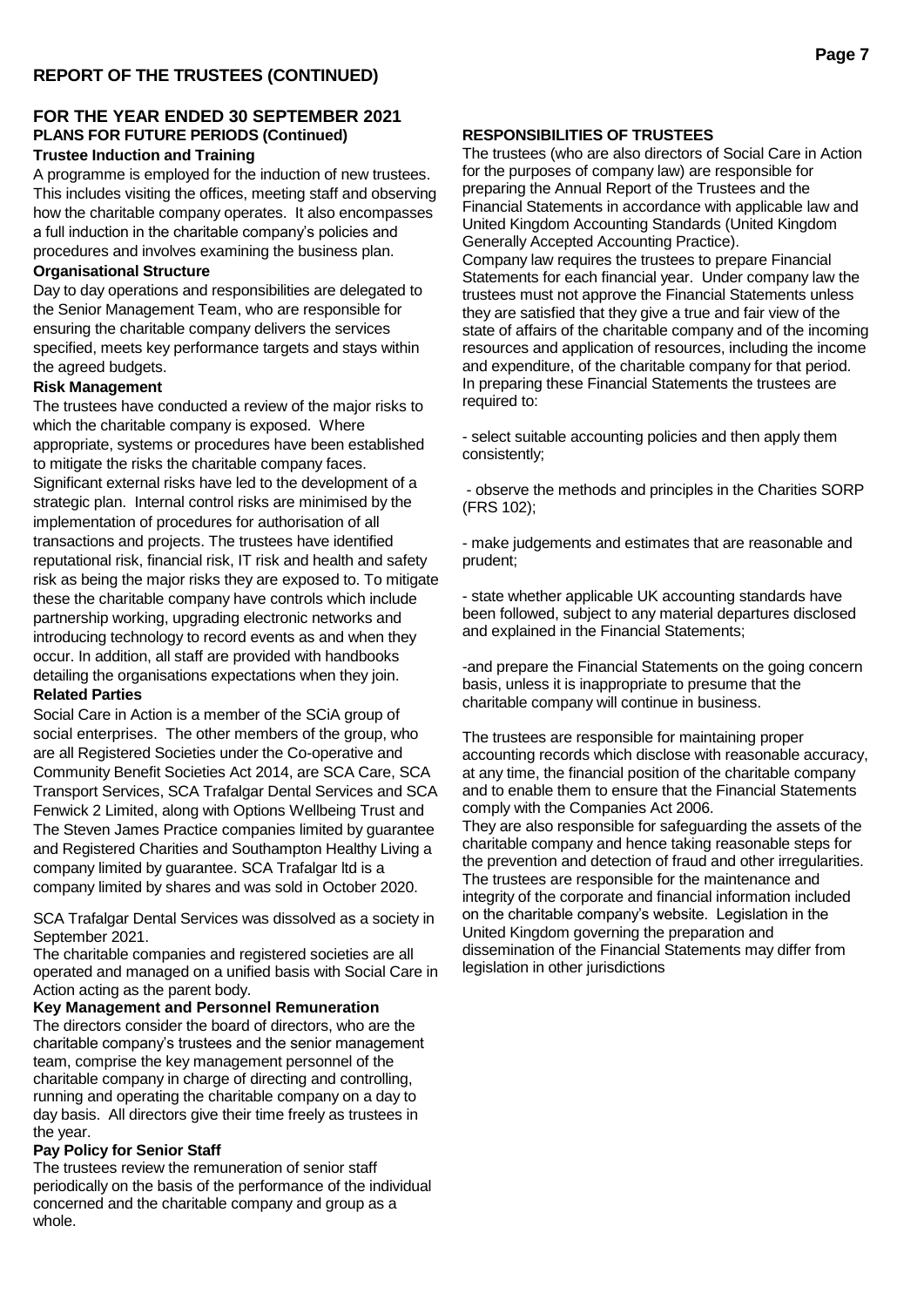## REPORT OF THE TRUSTEES (CONTINUED)

## FOR THE YEAR ENDED 30 SEPTEMBER 2021

### PLANS FOR FUTURE PERIODS (Continued)

**Trustee Induction and Training**

A programme is employed for the induction of new trustees. This includes visiting the offices, meeting staff and observing how the charitable company operates. It also encompasses a full induction in the charitable company's policies and procedures and involves examining the business plan.

**Organisational Structure**

Day to day operations and responsibilities are delegated to the Senior Management Team, who are responsible for ensuring the charitable company delivers the services specified, meets key performance targets and stays within the agreed budgets.

**Risk Management**

The trustees have conducted a review of the major risks to which the charitable company is exposed. Where appropriate, systems or procedures have been established to mitigate the risks the charitable company faces. Significant external risks have led to the development of a strategic plan. Internal control risks are minimised by the implementation of procedures for authorisation of all transactions and projects. The trustees have identified reputational risk, financial risk, IT risk and health and safety risk as being the major risks they are exposed to. To mitigate these the charitable company have controls which include partnership working, upgrading electronic networks and introducing technology to record events as and when they occur. In addition, all staff are provided with handbooks detailing the organisations expectations when they join.

**Related Parties**

Social Care in Action is a member of the SCiA group of social enterprises. The other members of the group, who are all Registered Societies under the Co-operative and Community Benefit Societies Act 2014, are SCA Care, SCA Transport Services, SCA Trafalgar Dental Services and SCA Fenwick 2 Limited, along with Options Wellbeing Trust and The Steven James Practice companies limited by guarantee and Registered Charities and Southampton Healthy Living a company limited by guarantee. SCA Trafalgar ltd is a company limited by shares and was sold in October 2020.

SCA Trafalgar Dental Services was dissolved as a society in September 2021.

The charitable companies and registered societies are all operated and managed on a unified basis with Social Care in Action acting as the parent body.

**Key Management and Personnel Remuneration**

The directors consider the board of directors, who are the charitable company's trustees and the senior management team, comprise the key management personnel of the charitable company in charge of directing and controlling, running and operating the charitable company on a day to day basis. All directors give their time freely as trustees in the year.

**Pay Policy for Senior Staff**

The trustees review the remuneration of senior staff periodically on the basis of the performance of the individual concerned and the charitable company and group as a whole.

### RESPONSIBILITIES OF TRUSTEES

The trustees (who are also directors of Social Care in Action for the purposes of company law) are responsible for preparing the Annual Report of the Trustees and the Financial Statements in accordance with applicable law and United Kingdom Accounting Standards (United Kingdom Generally Accepted Accounting Practice).

Company law requires the trustees to prepare Financial Statements for each financial year. Under company law the trustees must not approve the Financial Statements unless they are satisfied that they give a true and fair view of the state of affairs of the charitable company and of the incoming resources and application of resources, including the income and expenditure, of the charitable company for that period. In preparing these Financial Statements the trustees are required to:

- select suitable accounting policies and then apply them consistently;
- observe the methods and principles in the Charities SORP (FRS 102);
- make judgements and estimates that are reasonable and prudent;
- state whether applicable UK accounting standards have been followed, subject to any material departures disclosed and explained in the Financial Statements;
- and prepare the Financial Statements on the going concern basis, unless it is inappropriate to presume that the charitable company will continue in business.

The trustees are responsible for maintaining proper accounting records which disclose with reasonable accuracy, at any time, the financial position of the charitable company and to enable them to ensure that the Financial Statements comply with the Companies Act 2006.

They are also responsible for safeguarding the assets of the charitable company and hence taking reasonable steps for the prevention and detection of fraud and other irregularities. The trustees are responsible for the maintenance and integrity of the corporate and financial information included on the charitable company's website. Legislation in the United Kingdom governing the preparation and dissemination of the Financial Statements may differ from legislation in other jurisdictions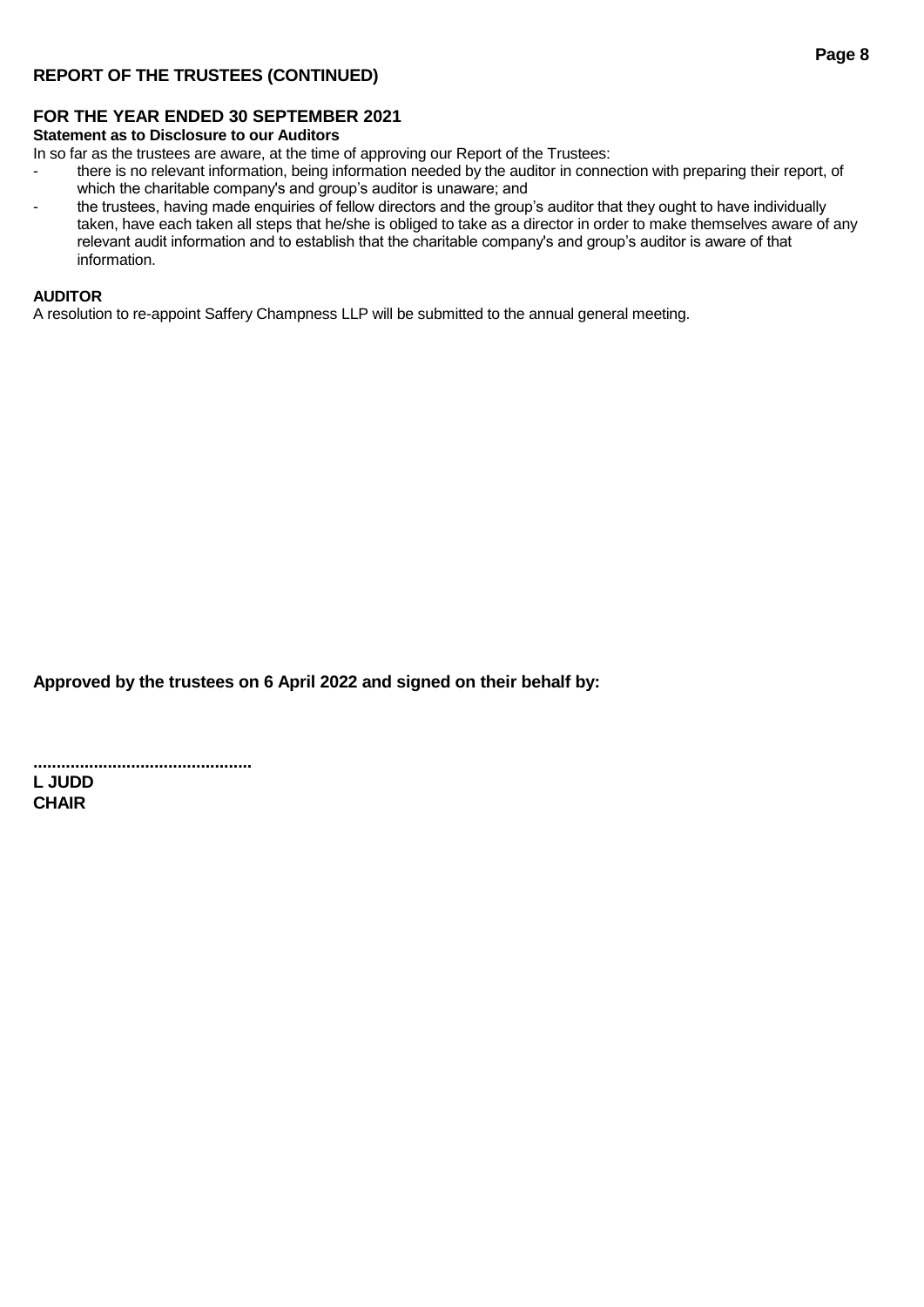## REPORT OF THE TRUSTEES (CONTINUED)

## FOR THE YEAR ENDED 30 SEPTEMBER 2021

**Statement as to Disclosure to our Auditors**

In so far as the trustees are aware, at the time of approving our Report of the Trustees:

- there is no relevant information, being information needed by the auditor in connection with preparing their report, of which the charitable company's and group's auditor is unaware; and
- the trustees, having made enquiries of fellow directors and the group's auditor that they ought to have individually taken, have each taken all steps that he/she is obliged to take as a director in order to make themselves aware of any relevant audit information and to establish that the charitable company's and group's auditor is aware of that information.

**AUDITOR**

A resolution to re-appoint Saffery Champness LLP will be submitted to the annual general meeting.

**Approved by the trustees on 6 April 2022 and signed on their behalf by:**

**...............................................**
**L JUDD**
**CHAIR**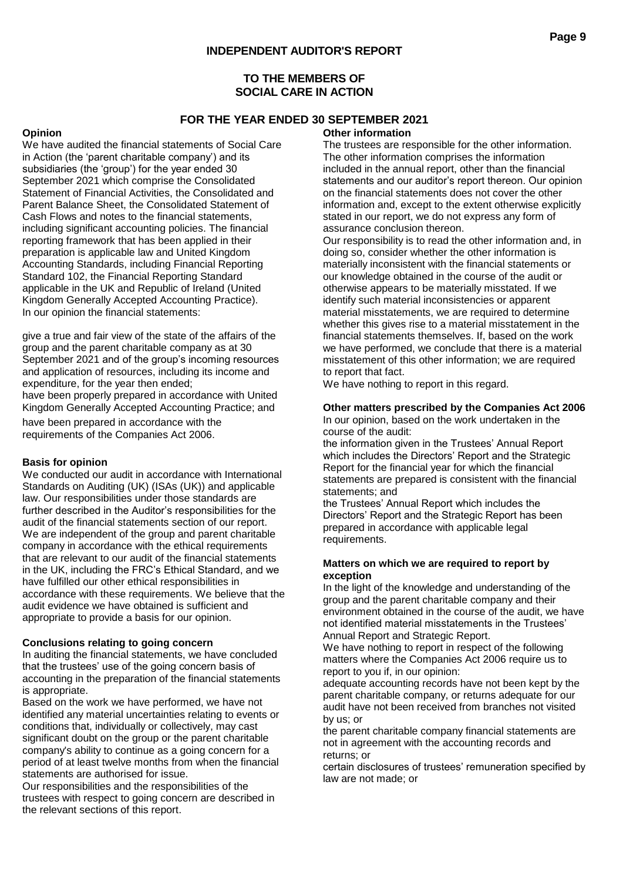# INDEPENDENT AUDITOR'S REPORT

## TO THE MEMBERS OF SOCIAL CARE IN ACTION

## FOR THE YEAR ENDED 30 SEPTEMBER 2021

**Opinion**

We have audited the financial statements of Social Care in Action (the 'parent charitable company') and its subsidiaries (the 'group') for the year ended 30 September 2021 which comprise the Consolidated Statement of Financial Activities, the Consolidated and Parent Balance Sheet, the Consolidated Statement of Cash Flows and notes to the financial statements, including significant accounting policies. The financial reporting framework that has been applied in their preparation is applicable law and United Kingdom Accounting Standards, including Financial Reporting Standard 102, the Financial Reporting Standard applicable in the UK and Republic of Ireland (United Kingdom Generally Accepted Accounting Practice).

In our opinion the financial statements:

give a true and fair view of the state of the affairs of the group and the parent charitable company as at 30 September 2021 and of the group's incoming resources and application of resources, including its income and expenditure, for the year then ended;

have been properly prepared in accordance with United Kingdom Generally Accepted Accounting Practice; and

have been prepared in accordance with the requirements of the Companies Act 2006.

**Basis for opinion**

We conducted our audit in accordance with International Standards on Auditing (UK) (ISAs (UK)) and applicable law. Our responsibilities under those standards are further described in the Auditor's responsibilities for the audit of the financial statements section of our report. We are independent of the group and parent charitable company in accordance with the ethical requirements that are relevant to our audit of the financial statements in the UK, including the FRC's Ethical Standard, and we have fulfilled our other ethical responsibilities in accordance with these requirements. We believe that the audit evidence we have obtained is sufficient and appropriate to provide a basis for our opinion.

**Conclusions relating to going concern**

In auditing the financial statements, we have concluded that the trustees' use of the going concern basis of accounting in the preparation of the financial statements is appropriate.

Based on the work we have performed, we have not identified any material uncertainties relating to events or conditions that, individually or collectively, may cast significant doubt on the group or the parent charitable company's ability to continue as a going concern for a period of at least twelve months from when the financial statements are authorised for issue.

Our responsibilities and the responsibilities of the trustees with respect to going concern are described in the relevant sections of this report.

**Other information**

The trustees are responsible for the other information. The other information comprises the information included in the annual report, other than the financial statements and our auditor's report thereon. Our opinion on the financial statements does not cover the other information and, except to the extent otherwise explicitly stated in our report, we do not express any form of assurance conclusion thereon.

Our responsibility is to read the other information and, in doing so, consider whether the other information is materially inconsistent with the financial statements or our knowledge obtained in the course of the audit or otherwise appears to be materially misstated. If we identify such material inconsistencies or apparent material misstatements, we are required to determine whether this gives rise to a material misstatement in the financial statements themselves. If, based on the work we have performed, we conclude that there is a material misstatement of this other information; we are required to report that fact.

We have nothing to report in this regard.

**Other matters prescribed by the Companies Act 2006**

In our opinion, based on the work undertaken in the course of the audit:

the information given in the Trustees' Annual Report which includes the Directors' Report and the Strategic Report for the financial year for which the financial statements are prepared is consistent with the financial statements; and

the Trustees' Annual Report which includes the Directors' Report and the Strategic Report has been prepared in accordance with applicable legal requirements.

**Matters on which we are required to report by exception**

In the light of the knowledge and understanding of the group and the parent charitable company and their environment obtained in the course of the audit, we have not identified material misstatements in the Trustees' Annual Report and Strategic Report.

We have nothing to report in respect of the following matters where the Companies Act 2006 require us to report to you if, in our opinion:

adequate accounting records have not been kept by the parent charitable company, or returns adequate for our audit have not been received from branches not visited by us; or

the parent charitable company financial statements are not in agreement with the accounting records and returns; or

certain disclosures of trustees' remuneration specified by law are not made; or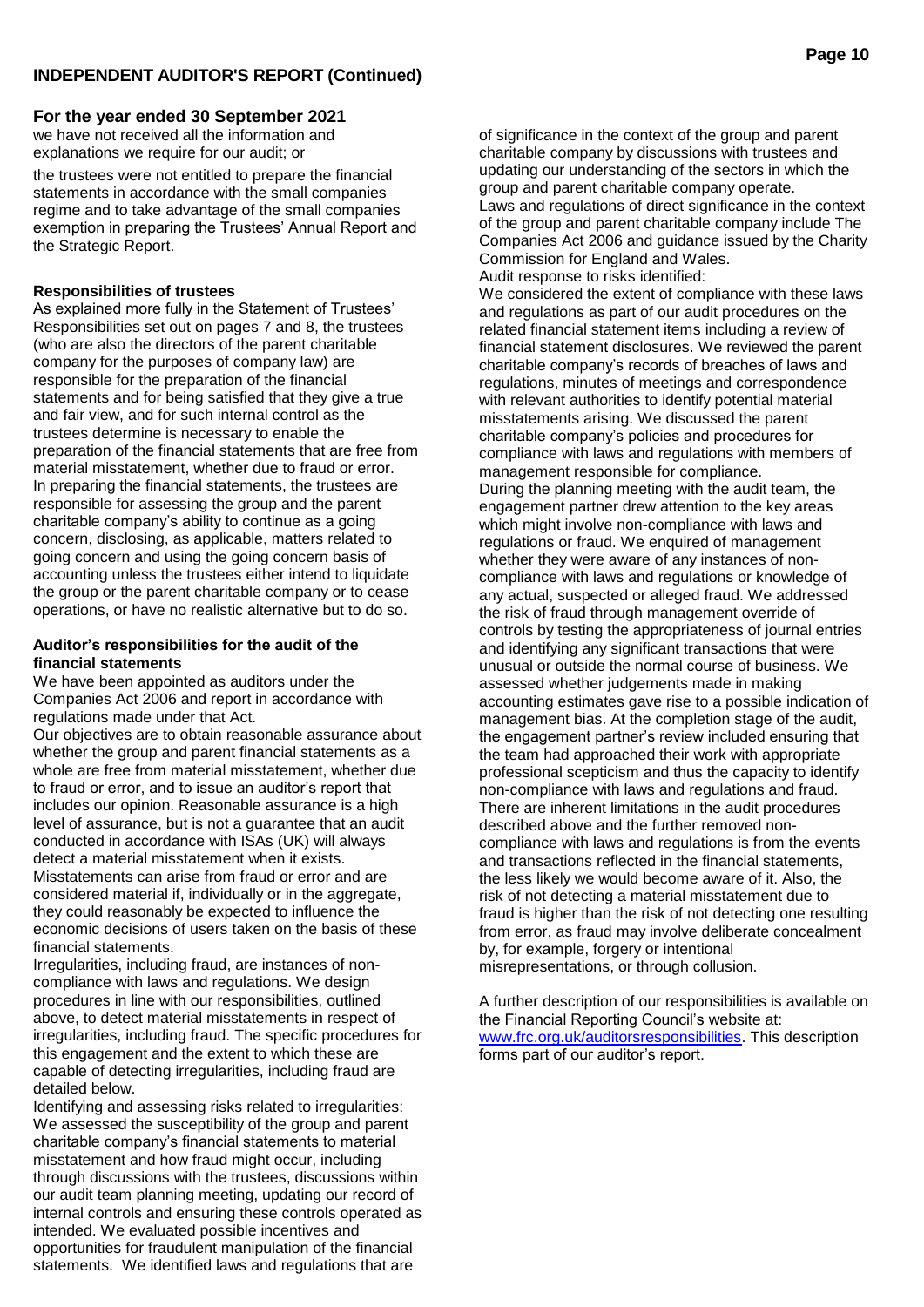## INDEPENDENT AUDITOR'S REPORT (Continued)

### For the year ended 30 September 2021

we have not received all the information and explanations we require for our audit; or

the trustees were not entitled to prepare the financial statements in accordance with the small companies regime and to take advantage of the small companies exemption in preparing the Trustees' Annual Report and the Strategic Report.

**Responsibilities of trustees**

As explained more fully in the Statement of Trustees' Responsibilities set out on pages 7 and 8, the trustees (who are also the directors of the parent charitable company for the purposes of company law) are responsible for the preparation of the financial statements and for being satisfied that they give a true and fair view, and for such internal control as the trustees determine is necessary to enable the preparation of the financial statements that are free from material misstatement, whether due to fraud or error.

In preparing the financial statements, the trustees are responsible for assessing the group and the parent charitable company's ability to continue as a going concern, disclosing, as applicable, matters related to going concern and using the going concern basis of accounting unless the trustees either intend to liquidate the group or the parent charitable company or to cease operations, or have no realistic alternative but to do so.

**Auditor's responsibilities for the audit of the financial statements**

We have been appointed as auditors under the Companies Act 2006 and report in accordance with regulations made under that Act.

Our objectives are to obtain reasonable assurance about whether the group and parent financial statements as a whole are free from material misstatement, whether due to fraud or error, and to issue an auditor's report that includes our opinion. Reasonable assurance is a high level of assurance, but is not a guarantee that an audit conducted in accordance with ISAs (UK) will always detect a material misstatement when it exists. Misstatements can arise from fraud or error and are considered material if, individually or in the aggregate, they could reasonably be expected to influence the economic decisions of users taken on the basis of these financial statements.

Irregularities, including fraud, are instances of non-compliance with laws and regulations. We design procedures in line with our responsibilities, outlined above, to detect material misstatements in respect of irregularities, including fraud. The specific procedures for this engagement and the extent to which these are capable of detecting irregularities, including fraud are detailed below.

Identifying and assessing risks related to irregularities:

We assessed the susceptibility of the group and parent charitable company's financial statements to material misstatement and how fraud might occur, including through discussions with the trustees, discussions within our audit team planning meeting, updating our record of internal controls and ensuring these controls operated as intended. We evaluated possible incentives and opportunities for fraudulent manipulation of the financial statements. We identified laws and regulations that are of significance in the context of the group and parent charitable company by discussions with trustees and updating our understanding of the sectors in which the group and parent charitable company operate.

Laws and regulations of direct significance in the context of the group and parent charitable company include The Companies Act 2006 and guidance issued by the Charity Commission for England and Wales.

Audit response to risks identified:

We considered the extent of compliance with these laws and regulations as part of our audit procedures on the related financial statement items including a review of financial statement disclosures. We reviewed the parent charitable company's records of breaches of laws and regulations, minutes of meetings and correspondence with relevant authorities to identify potential material misstatements arising. We discussed the parent charitable company's policies and procedures for compliance with laws and regulations with members of management responsible for compliance.

During the planning meeting with the audit team, the engagement partner drew attention to the key areas which might involve non-compliance with laws and regulations or fraud. We enquired of management whether they were aware of any instances of non-compliance with laws and regulations or knowledge of any actual, suspected or alleged fraud. We addressed the risk of fraud through management override of controls by testing the appropriateness of journal entries and identifying any significant transactions that were unusual or outside the normal course of business. We assessed whether judgements made in making accounting estimates gave rise to a possible indication of management bias. At the completion stage of the audit, the engagement partner's review included ensuring that the team had approached their work with appropriate professional scepticism and thus the capacity to identify non-compliance with laws and regulations and fraud.

There are inherent limitations in the audit procedures described above and the further removed non-compliance with laws and regulations is from the events and transactions reflected in the financial statements, the less likely we would become aware of it. Also, the risk of not detecting a material misstatement due to fraud is higher than the risk of not detecting one resulting from error, as fraud may involve deliberate concealment by, for example, forgery or intentional misrepresentations, or through collusion.

A further description of our responsibilities is available on the Financial Reporting Council's website at: www.frc.org.uk/auditorsresponsibilities. This description forms part of our auditor's report.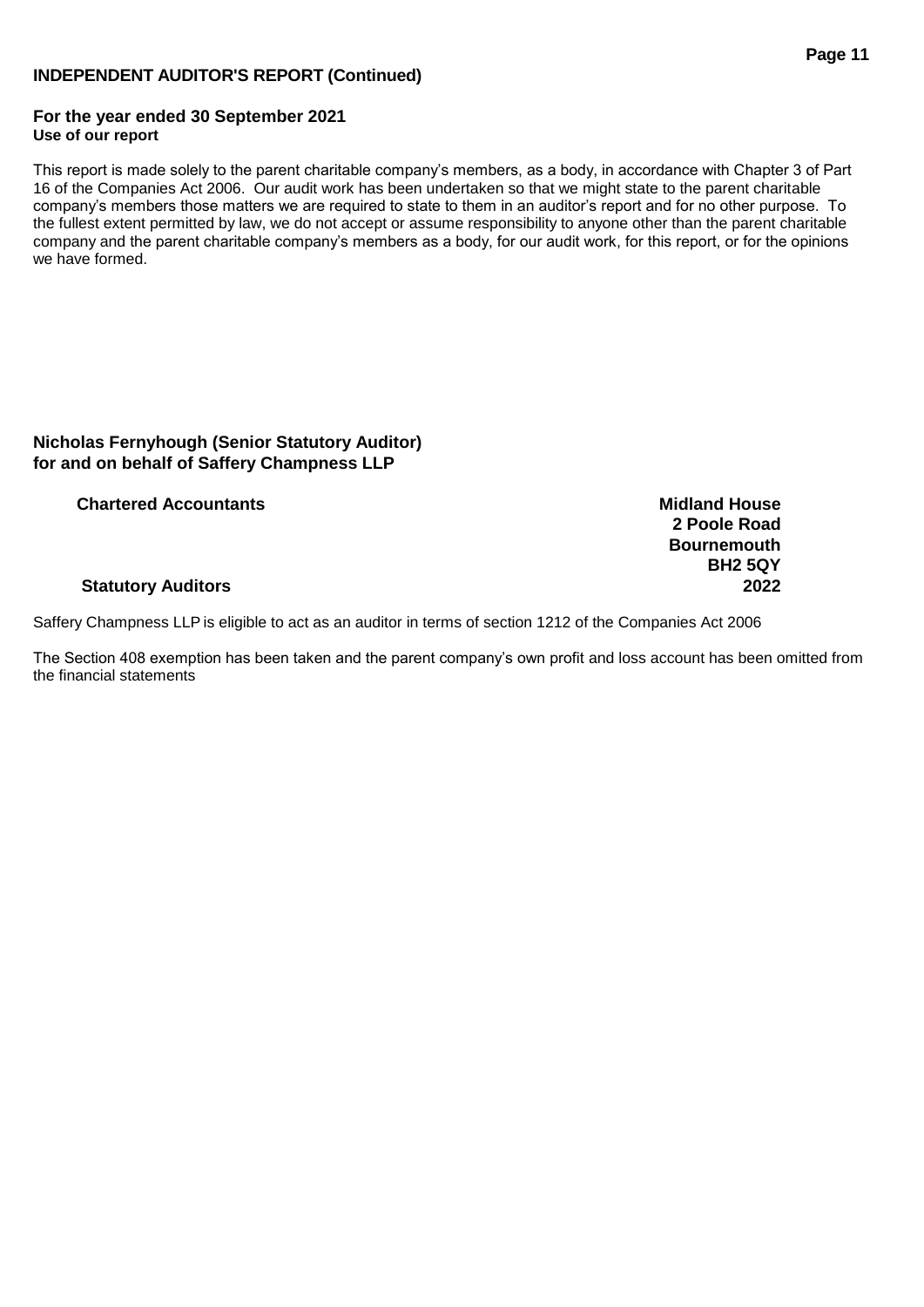**INDEPENDENT AUDITOR'S REPORT (Continued)**

**For the year ended 30 September 2021**

**Use of our report**

This report is made solely to the parent charitable company's members, as a body, in accordance with Chapter 3 of Part 16 of the Companies Act 2006. Our audit work has been undertaken so that we might state to the parent charitable company's members those matters we are required to state to them in an auditor's report and for no other purpose. To the fullest extent permitted by law, we do not accept or assume responsibility to anyone other than the parent charitable company and the parent charitable company's members as a body, for our audit work, for this report, or for the opinions we have formed.

**Nicholas Fernyhough (Senior Statutory Auditor)**
**for and on behalf of Saffery Champness LLP**

**Chartered Accountants**

**Statutory Auditors**

**Midland House**
**2 Poole Road**
**Bournemouth**
**BH2 5QY**
**2022**

Saffery Champness LLP is eligible to act as an auditor in terms of section 1212 of the Companies Act 2006

The Section 408 exemption has been taken and the parent company's own profit and loss account has been omitted from the financial statements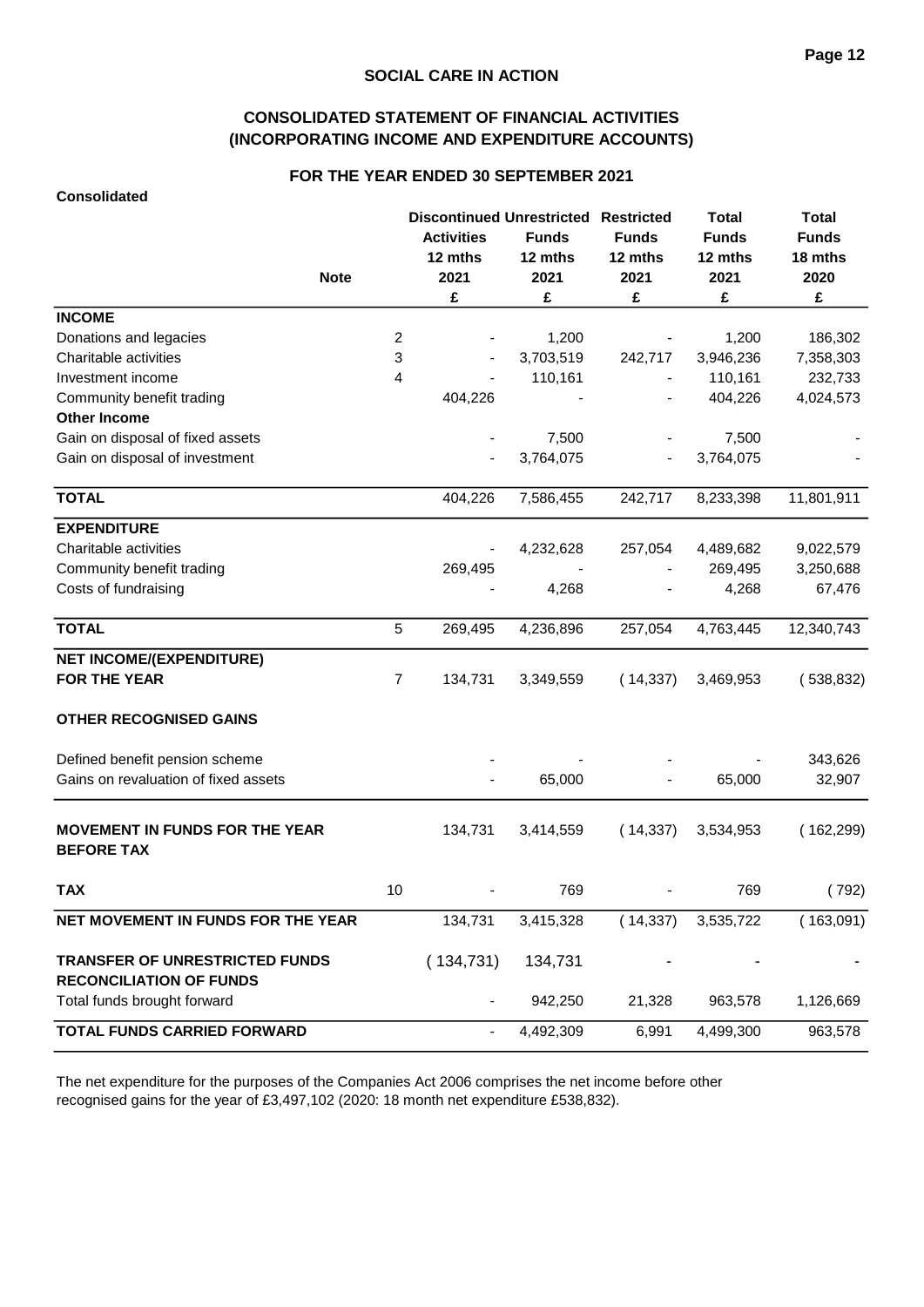# SOCIAL CARE IN ACTION

## CONSOLIDATED STATEMENT OF FINANCIAL ACTIVITIES (INCORPORATING INCOME AND EXPENDITURE ACCOUNTS)

### FOR THE YEAR ENDED 30 SEPTEMBER 2021

**Consolidated**

| | Note | Discontinued Activities 12 mths 2021 £ | Unrestricted Funds 12 mths 2021 £ | Restricted Funds 12 mths 2021 £ | Total Funds 12 mths 2021 £ | Total Funds 18 mths 2020 £ |
|---|---|---|---|---|---|---|
| **INCOME** | | | | | | |
| Donations and legacies | 2 | - | 1,200 | - | 1,200 | 186,302 |
| Charitable activities | 3 | - | 3,703,519 | 242,717 | 3,946,236 | 7,358,303 |
| Investment income | 4 | - | 110,161 | - | 110,161 | 232,733 |
| Community benefit trading | | 404,226 | - | - | 404,226 | 4,024,573 |
| **Other Income** | | | | | | |
| Gain on disposal of fixed assets | | - | 7,500 | - | 7,500 | - |
| Gain on disposal of investment | | - | 3,764,075 | - | 3,764,075 | - |
| **TOTAL** | | 404,226 | 7,586,455 | 242,717 | 8,233,398 | 11,801,911 |
| **EXPENDITURE** | | | | | | |
| Charitable activities | | - | 4,232,628 | 257,054 | 4,489,682 | 9,022,579 |
| Community benefit trading | | 269,495 | - | - | 269,495 | 3,250,688 |
| Costs of fundraising | | - | 4,268 | - | 4,268 | 67,476 |
| **TOTAL** | 5 | 269,495 | 4,236,896 | 257,054 | 4,763,445 | 12,340,743 |
| **NET INCOME/(EXPENDITURE) FOR THE YEAR** | 7 | 134,731 | 3,349,559 | ( 14,337) | 3,469,953 | ( 538,832) |
| **OTHER RECOGNISED GAINS** | | | | | | |
| Defined benefit pension scheme | | - | - | - | - | 343,626 |
| Gains on revaluation of fixed assets | | - | 65,000 | - | 65,000 | 32,907 |
| **MOVEMENT IN FUNDS FOR THE YEAR BEFORE TAX** | | 134,731 | 3,414,559 | ( 14,337) | 3,534,953 | ( 162,299) |
| **TAX** | 10 | - | 769 | - | 769 | ( 792) |
| **NET MOVEMENT IN FUNDS FOR THE YEAR** | | 134,731 | 3,415,328 | ( 14,337) | 3,535,722 | ( 163,091) |
| **TRANSFER OF UNRESTRICTED FUNDS** | | ( 134,731) | 134,731 | - | - | - |
| **RECONCILIATION OF FUNDS** | | | | | | |
| Total funds brought forward | | - | 942,250 | 21,328 | 963,578 | 1,126,669 |
| **TOTAL FUNDS CARRIED FORWARD** | | - | 4,492,309 | 6,991 | 4,499,300 | 963,578 |

The net expenditure for the purposes of the Companies Act 2006 comprises the net income before other recognised gains for the year of £3,497,102 (2020: 18 month net expenditure £538,832).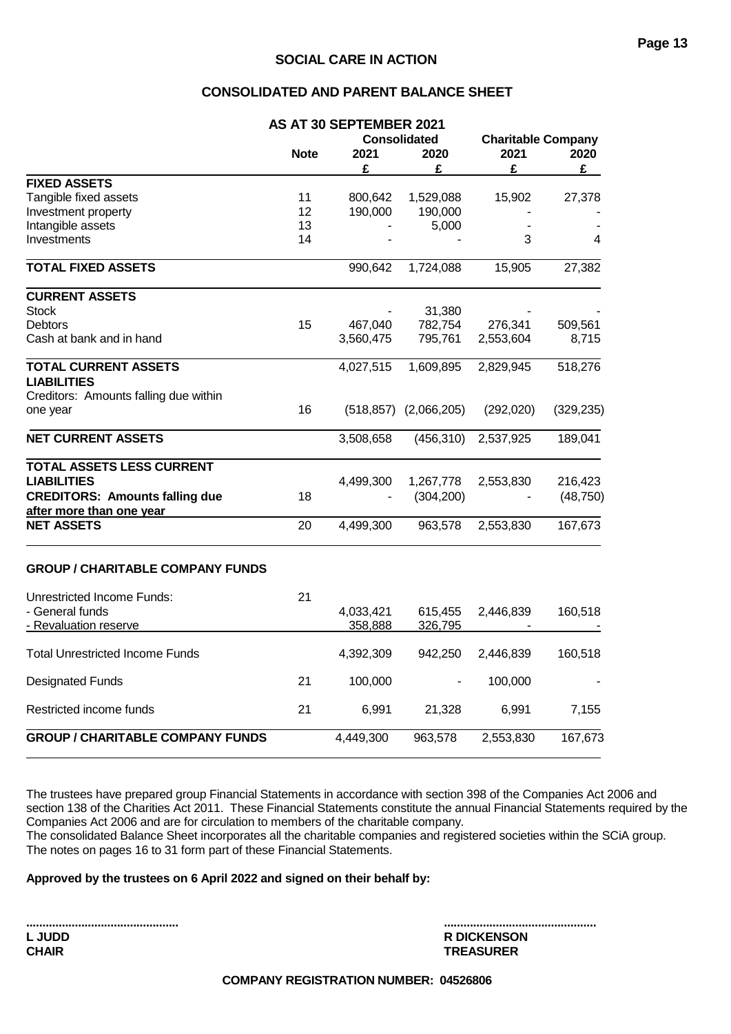# SOCIAL CARE IN ACTION

## CONSOLIDATED AND PARENT BALANCE SHEET

### AS AT 30 SEPTEMBER 2021

| | Note | Consolidated 2021 | Consolidated 2020 | Charitable Company 2021 | Charitable Company 2020 |
|---|---|---|---|---|---|
| | | £ | £ | £ | £ |
| **FIXED ASSETS** | | | | | |
| Tangible fixed assets | 11 | 800,642 | 1,529,088 | 15,902 | 27,378 |
| Investment property | 12 | 190,000 | 190,000 | - | - |
| Intangible assets | 13 | - | 5,000 | - | - |
| Investments | 14 | - | - | 3 | 4 |
| **TOTAL FIXED ASSETS** | | 990,642 | 1,724,088 | 15,905 | 27,382 |
| **CURRENT ASSETS** | | | | | |
| Stock | | - | 31,380 | - | - |
| Debtors | 15 | 467,040 | 782,754 | 276,341 | 509,561 |
| Cash at bank and in hand | | 3,560,475 | 795,761 | 2,553,604 | 8,715 |
| **TOTAL CURRENT ASSETS** | | 4,027,515 | 1,609,895 | 2,829,945 | 518,276 |
| **LIABILITIES** | | | | | |
| Creditors: Amounts falling due within one year | 16 | (518,857) | (2,066,205) | (292,020) | (329,235) |
| **NET CURRENT ASSETS** | | 3,508,658 | (456,310) | 2,537,925 | 189,041 |
| **TOTAL ASSETS LESS CURRENT LIABILITIES** | | 4,499,300 | 1,267,778 | 2,553,830 | 216,423 |
| **CREDITORS: Amounts falling due after more than one year** | 18 | - | (304,200) | - | (48,750) |
| **NET ASSETS** | 20 | 4,499,300 | 963,578 | 2,553,830 | 167,673 |
| | | | | | |
| **GROUP / CHARITABLE COMPANY FUNDS** | | | | | |
| Unrestricted Income Funds: | 21 | | | | |
| - General funds | | 4,033,421 | 615,455 | 2,446,839 | 160,518 |
| - Revaluation reserve | | 358,888 | 326,795 | - | - |
| Total Unrestricted Income Funds | | 4,392,309 | 942,250 | 2,446,839 | 160,518 |
| Designated Funds | 21 | 100,000 | - | 100,000 | - |
| Restricted income funds | 21 | 6,991 | 21,328 | 6,991 | 7,155 |
| **GROUP / CHARITABLE COMPANY FUNDS** | | 4,449,300 | 963,578 | 2,553,830 | 167,673 |

The trustees have prepared group Financial Statements in accordance with section 398 of the Companies Act 2006 and section 138 of the Charities Act 2011. These Financial Statements constitute the annual Financial Statements required by the Companies Act 2006 and are for circulation to members of the charitable company.
The consolidated Balance Sheet incorporates all the charitable companies and registered societies within the SCiA group.
The notes on pages 16 to 31 form part of these Financial Statements.

**Approved by the trustees on 6 April 2022 and signed on their behalf by:**

..............................................
**L JUDD**
**CHAIR**

..............................................
**R DICKENSON**
**TREASURER**

**COMPANY REGISTRATION NUMBER: 04526806**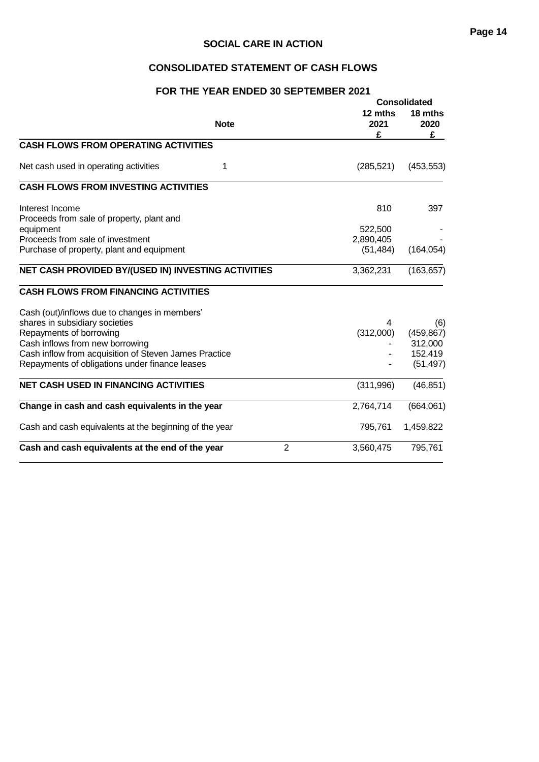# SOCIAL CARE IN ACTION

## CONSOLIDATED STATEMENT OF CASH FLOWS

## FOR THE YEAR ENDED 30 SEPTEMBER 2021

| | Note | Consolidated 12 mths 2021 £ | 18 mths 2020 £ |
|---|---|---|---|
| **CASH FLOWS FROM OPERATING ACTIVITIES** | | | |
| Net cash used in operating activities | 1 | (285,521) | (453,553) |
| **CASH FLOWS FROM INVESTING ACTIVITIES** | | | |
| Interest Income | | 810 | 397 |
| Proceeds from sale of property, plant and equipment | | 522,500 | - |
| Proceeds from sale of investment | | 2,890,405 | - |
| Purchase of property, plant and equipment | | (51,484) | (164,054) |
| **NET CASH PROVIDED BY/(USED IN) INVESTING ACTIVITIES** | | 3,362,231 | (163,657) |
| **CASH FLOWS FROM FINANCING ACTIVITIES** | | | |
| Cash (out)/inflows due to changes in members' shares in subsidiary societies | | 4 | (6) |
| Repayments of borrowing | | (312,000) | (459,867) |
| Cash inflows from new borrowing | | - | 312,000 |
| Cash inflow from acquisition of Steven James Practice | | - | 152,419 |
| Repayments of obligations under finance leases | | - | (51,497) |
| **NET CASH USED IN FINANCING ACTIVITIES** | | (311,996) | (46,851) |
| **Change in cash and cash equivalents in the year** | | 2,764,714 | (664,061) |
| Cash and cash equivalents at the beginning of the year | | 795,761 | 1,459,822 |
| **Cash and cash equivalents at the end of the year** | 2 | 3,560,475 | 795,761 |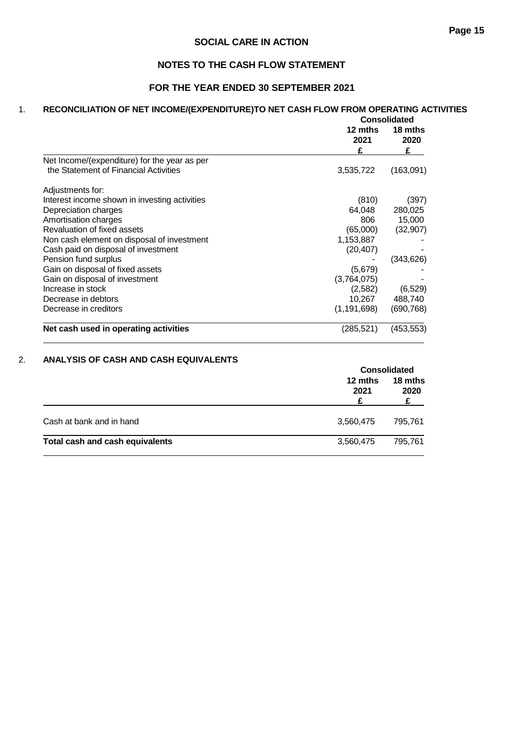# SOCIAL CARE IN ACTION

## NOTES TO THE CASH FLOW STATEMENT

## FOR THE YEAR ENDED 30 SEPTEMBER 2021

### 1. RECONCILIATION OF NET INCOME/(EXPENDITURE)TO NET CASH FLOW FROM OPERATING ACTIVITIES

| | Consolidated | |
|---|---|---|
| | 12 mths 2021 £ | 18 mths 2020 £ |
| Net Income/(expenditure) for the year as per the Statement of Financial Activities | 3,535,722 | (163,091) |
| Adjustments for: | | |
| Interest income shown in investing activities | (810) | (397) |
| Depreciation charges | 64,048 | 280,025 |
| Amortisation charges | 806 | 15,000 |
| Revaluation of fixed assets | (65,000) | (32,907) |
| Non cash element on disposal of investment | 1,153,887 | - |
| Cash paid on disposal of investment | (20,407) | - |
| Pension fund surplus | - | (343,626) |
| Gain on disposal of fixed assets | (5,679) | - |
| Gain on disposal of investment | (3,764,075) | - |
| Increase in stock | (2,582) | (6,529) |
| Decrease in debtors | 10,267 | 488,740 |
| Decrease in creditors | (1,191,698) | (690,768) |
| **Net cash used in operating activities** | (285,521) | (453,553) |

### 2. ANALYSIS OF CASH AND CASH EQUIVALENTS

| | Consolidated | |
|---|---|---|
| | 12 mths 2021 £ | 18 mths 2020 £ |
| Cash at bank and in hand | 3,560,475 | 795,761 |
| **Total cash and cash equivalents** | 3,560,475 | 795,761 |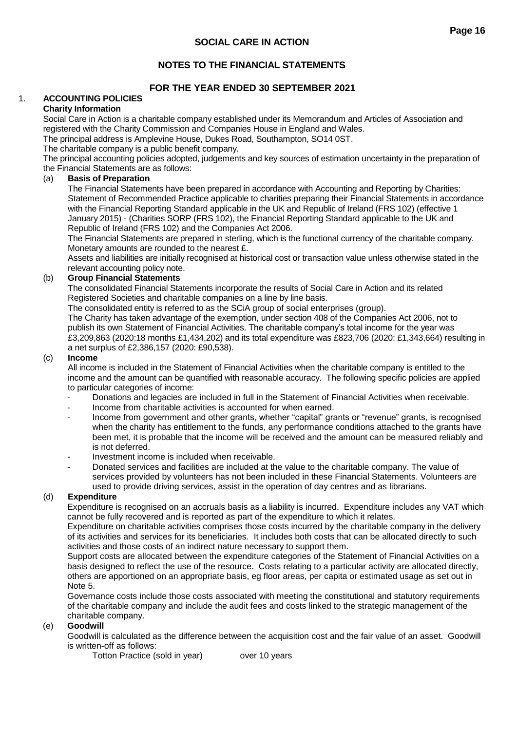# SOCIAL CARE IN ACTION

## NOTES TO THE FINANCIAL STATEMENTS

## FOR THE YEAR ENDED 30 SEPTEMBER 2021

### 1. ACCOUNTING POLICIES

**Charity Information**

Social Care in Action is a charitable company established under its Memorandum and Articles of Association and registered with the Charity Commission and Companies House in England and Wales.

The principal address is Amplevine House, Dukes Road, Southampton, SO14 0ST.

The charitable company is a public benefit company.

The principal accounting policies adopted, judgements and key sources of estimation uncertainty in the preparation of the Financial Statements are as follows:

#### (a) Basis of Preparation

The Financial Statements have been prepared in accordance with Accounting and Reporting by Charities: Statement of Recommended Practice applicable to charities preparing their Financial Statements in accordance with the Financial Reporting Standard applicable in the UK and Republic of Ireland (FRS 102) (effective 1 January 2015) - (Charities SORP (FRS 102), the Financial Reporting Standard applicable to the UK and Republic of Ireland (FRS 102) and the Companies Act 2006.

The Financial Statements are prepared in sterling, which is the functional currency of the charitable company. Monetary amounts are rounded to the nearest £.

Assets and liabilities are initially recognised at historical cost or transaction value unless otherwise stated in the relevant accounting policy note.

#### (b) Group Financial Statements

The consolidated Financial Statements incorporate the results of Social Care in Action and its related Registered Societies and charitable companies on a line by line basis.

The consolidated entity is referred to as the SCiA group of social enterprises (group).

The Charity has taken advantage of the exemption, under section 408 of the Companies Act 2006, not to publish its own Statement of Financial Activities. The charitable company's total income for the year was £3,209,863 (2020:18 months £1,434,202) and its total expenditure was £823,706 (2020: £1,343,664) resulting in a net surplus of £2,386,157 (2020: £90,538).

#### (c) Income

All income is included in the Statement of Financial Activities when the charitable company is entitled to the income and the amount can be quantified with reasonable accuracy. The following specific policies are applied to particular categories of income:

- Donations and legacies are included in full in the Statement of Financial Activities when receivable.
- Income from charitable activities is accounted for when earned.
- Income from government and other grants, whether "capital" grants or "revenue" grants, is recognised when the charity has entitlement to the funds, any performance conditions attached to the grants have been met, it is probable that the income will be received and the amount can be measured reliably and is not deferred.
- Investment income is included when receivable.
- Donated services and facilities are included at the value to the charitable company. The value of services provided by volunteers has not been included in these Financial Statements. Volunteers are used to provide driving services, assist in the operation of day centres and as librarians.

#### (d) Expenditure

Expenditure is recognised on an accruals basis as a liability is incurred. Expenditure includes any VAT which cannot be fully recovered and is reported as part of the expenditure to which it relates.

Expenditure on charitable activities comprises those costs incurred by the charitable company in the delivery of its activities and services for its beneficiaries. It includes both costs that can be allocated directly to such activities and those costs of an indirect nature necessary to support them.

Support costs are allocated between the expenditure categories of the Statement of Financial Activities on a basis designed to reflect the use of the resource. Costs relating to a particular activity are allocated directly, others are apportioned on an appropriate basis, eg floor areas, per capita or estimated usage as set out in Note 5.

Governance costs include those costs associated with meeting the constitutional and statutory requirements of the charitable company and include the audit fees and costs linked to the strategic management of the charitable company.

#### (e) Goodwill

Goodwill is calculated as the difference between the acquisition cost and the fair value of an asset. Goodwill is written-off as follows:

| | |
|---|---|
| Totton Practice (sold in year) | over 10 years |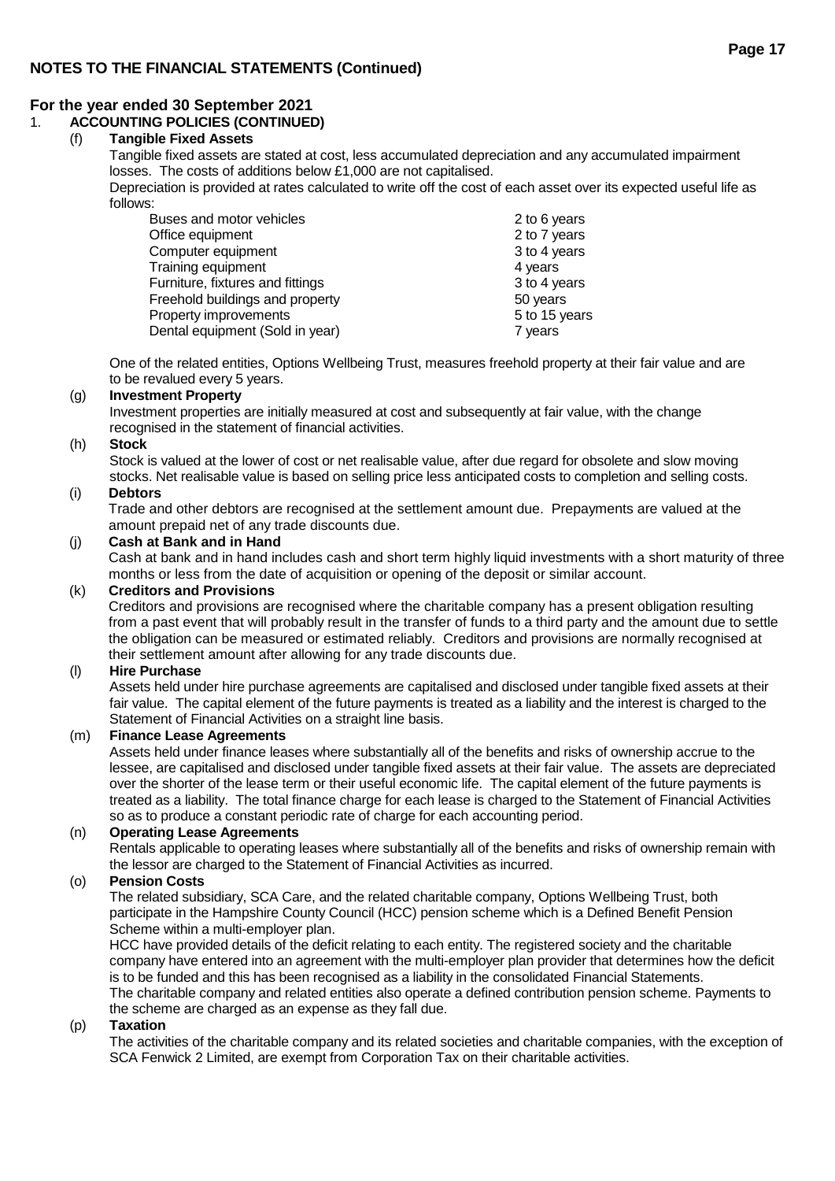## NOTES TO THE FINANCIAL STATEMENTS (Continued)

### For the year ended 30 September 2021

1. **ACCOUNTING POLICIES (CONTINUED)**

**(f) Tangible Fixed Assets**

Tangible fixed assets are stated at cost, less accumulated depreciation and any accumulated impairment losses. The costs of additions below £1,000 are not capitalised.

Depreciation is provided at rates calculated to write off the cost of each asset over its expected useful life as follows:

| | |
|---|---|
| Buses and motor vehicles | 2 to 6 years |
| Office equipment | 2 to 7 years |
| Computer equipment | 3 to 4 years |
| Training equipment | 4 years |
| Furniture, fixtures and fittings | 3 to 4 years |
| Freehold buildings and property | 50 years |
| Property improvements | 5 to 15 years |
| Dental equipment (Sold in year) | 7 years |

One of the related entities, Options Wellbeing Trust, measures freehold property at their fair value and are to be revalued every 5 years.

**(g) Investment Property**

Investment properties are initially measured at cost and subsequently at fair value, with the change recognised in the statement of financial activities.

**(h) Stock**

Stock is valued at the lower of cost or net realisable value, after due regard for obsolete and slow moving stocks. Net realisable value is based on selling price less anticipated costs to completion and selling costs.

**(i) Debtors**

Trade and other debtors are recognised at the settlement amount due. Prepayments are valued at the amount prepaid net of any trade discounts due.

**(j) Cash at Bank and in Hand**

Cash at bank and in hand includes cash and short term highly liquid investments with a short maturity of three months or less from the date of acquisition or opening of the deposit or similar account.

**(k) Creditors and Provisions**

Creditors and provisions are recognised where the charitable company has a present obligation resulting from a past event that will probably result in the transfer of funds to a third party and the amount due to settle the obligation can be measured or estimated reliably. Creditors and provisions are normally recognised at their settlement amount after allowing for any trade discounts due.

**(l) Hire Purchase**

Assets held under hire purchase agreements are capitalised and disclosed under tangible fixed assets at their fair value. The capital element of the future payments is treated as a liability and the interest is charged to the Statement of Financial Activities on a straight line basis.

**(m) Finance Lease Agreements**

Assets held under finance leases where substantially all of the benefits and risks of ownership accrue to the lessee, are capitalised and disclosed under tangible fixed assets at their fair value. The assets are depreciated over the shorter of the lease term or their useful economic life. The capital element of the future payments is treated as a liability. The total finance charge for each lease is charged to the Statement of Financial Activities so as to produce a constant periodic rate of charge for each accounting period.

**(n) Operating Lease Agreements**

Rentals applicable to operating leases where substantially all of the benefits and risks of ownership remain with the lessor are charged to the Statement of Financial Activities as incurred.

**(o) Pension Costs**

The related subsidiary, SCA Care, and the related charitable company, Options Wellbeing Trust, both participate in the Hampshire County Council (HCC) pension scheme which is a Defined Benefit Pension Scheme within a multi-employer plan.

HCC have provided details of the deficit relating to each entity. The registered society and the charitable company have entered into an agreement with the multi-employer plan provider that determines how the deficit is to be funded and this has been recognised as a liability in the consolidated Financial Statements.

The charitable company and related entities also operate a defined contribution pension scheme. Payments to the scheme are charged as an expense as they fall due.

**(p) Taxation**

The activities of the charitable company and its related societies and charitable companies, with the exception of SCA Fenwick 2 Limited, are exempt from Corporation Tax on their charitable activities.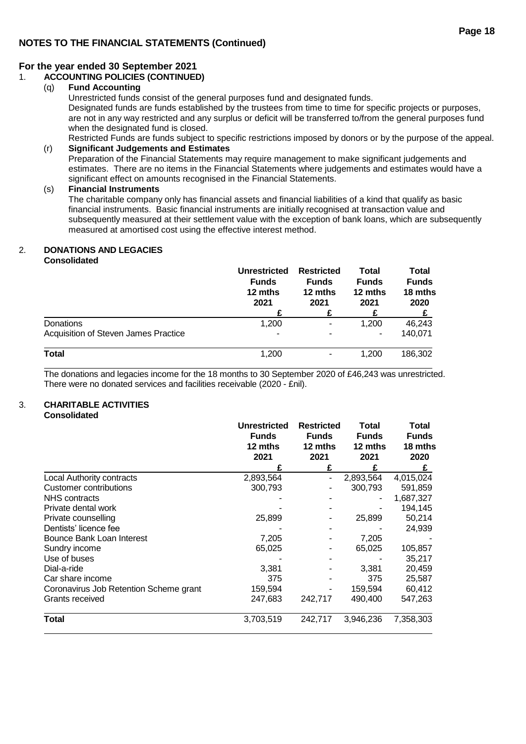## NOTES TO THE FINANCIAL STATEMENTS (Continued)

### For the year ended 30 September 2021

1. **ACCOUNTING POLICIES (CONTINUED)**

   (q) **Fund Accounting**

   Unrestricted funds consist of the general purposes fund and designated funds.

   Designated funds are funds established by the trustees from time to time for specific projects or purposes, are not in any way restricted and any surplus or deficit will be transferred to/from the general purposes fund when the designated fund is closed.

   Restricted Funds are funds subject to specific restrictions imposed by donors or by the purpose of the appeal.

   (r) **Significant Judgements and Estimates**

   Preparation of the Financial Statements may require management to make significant judgements and estimates. There are no items in the Financial Statements where judgements and estimates would have a significant effect on amounts recognised in the Financial Statements.

   (s) **Financial Instruments**

   The charitable company only has financial assets and financial liabilities of a kind that qualify as basic financial instruments. Basic financial instruments are initially recognised at transaction value and subsequently measured at their settlement value with the exception of bank loans, which are subsequently measured at amortised cost using the effective interest method.

2. **DONATIONS AND LEGACIES**

**Consolidated**

| | Unrestricted Funds 12 mths 2021 | Restricted Funds 12 mths 2021 | Total Funds 12 mths 2021 | Total Funds 18 mths 2020 |
|---|---|---|---|---|
| | £ | £ | £ | £ |
| Donations | 1,200 | - | 1,200 | 46,243 |
| Acquisition of Steven James Practice | - | - | - | 140,071 |
| **Total** | 1,200 | - | 1,200 | 186,302 |

The donations and legacies income for the 18 months to 30 September 2020 of £46,243 was unrestricted. There were no donated services and facilities receivable (2020 - £nil).

3. **CHARITABLE ACTIVITIES**

**Consolidated**

| | Unrestricted Funds 12 mths 2021 | Restricted Funds 12 mths 2021 | Total Funds 12 mths 2021 | Total Funds 18 mths 2020 |
|---|---|---|---|---|
| | £ | £ | £ | £ |
| Local Authority contracts | 2,893,564 | - | 2,893,564 | 4,015,024 |
| Customer contributions | 300,793 | - | 300,793 | 591,859 |
| NHS contracts | - | - | - | 1,687,327 |
| Private dental work | - | - | - | 194,145 |
| Private counselling | 25,899 | - | 25,899 | 50,214 |
| Dentists' licence fee | - | - | - | 24,939 |
| Bounce Bank Loan Interest | 7,205 | - | 7,205 | - |
| Sundry income | 65,025 | - | 65,025 | 105,857 |
| Use of buses | - | - | - | 35,217 |
| Dial-a-ride | 3,381 | - | 3,381 | 20,459 |
| Car share income | 375 | - | 375 | 25,587 |
| Coronavirus Job Retention Scheme grant | 159,594 | - | 159,594 | 60,412 |
| Grants received | 247,683 | 242,717 | 490,400 | 547,263 |
| **Total** | 3,703,519 | 242,717 | 3,946,236 | 7,358,303 |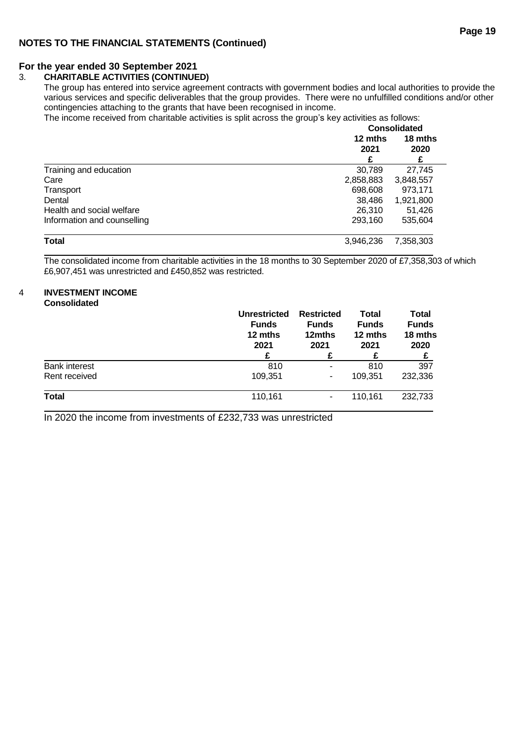## NOTES TO THE FINANCIAL STATEMENTS (Continued)

### For the year ended 30 September 2021

### 3. CHARITABLE ACTIVITIES (CONTINUED)

The group has entered into service agreement contracts with government bodies and local authorities to provide the various services and specific deliverables that the group provides. There were no unfulfilled conditions and/or other contingencies attaching to the grants that have been recognised in income.

The income received from charitable activities is split across the group's key activities as follows:

| | Consolidated | |
|---|---|---|
| | 12 mths 2021 £ | 18 mths 2020 £ |
| Training and education | 30,789 | 27,745 |
| Care | 2,858,883 | 3,848,557 |
| Transport | 698,608 | 973,171 |
| Dental | 38,486 | 1,921,800 |
| Health and social welfare | 26,310 | 51,426 |
| Information and counselling | 293,160 | 535,604 |
| **Total** | 3,946,236 | 7,358,303 |

The consolidated income from charitable activities in the 18 months to 30 September 2020 of £7,358,303 of which £6,907,451 was unrestricted and £450,852 was restricted.

### 4 INVESTMENT INCOME

**Consolidated**

| | Unrestricted Funds 12 mths 2021 £ | Restricted Funds 12mths 2021 £ | Total Funds 12 mths 2021 £ | Total Funds 18 mths 2020 £ |
|---|---|---|---|---|
| Bank interest | 810 | - | 810 | 397 |
| Rent received | 109,351 | - | 109,351 | 232,336 |
| **Total** | 110,161 | - | 110,161 | 232,733 |

In 2020 the income from investments of £232,733 was unrestricted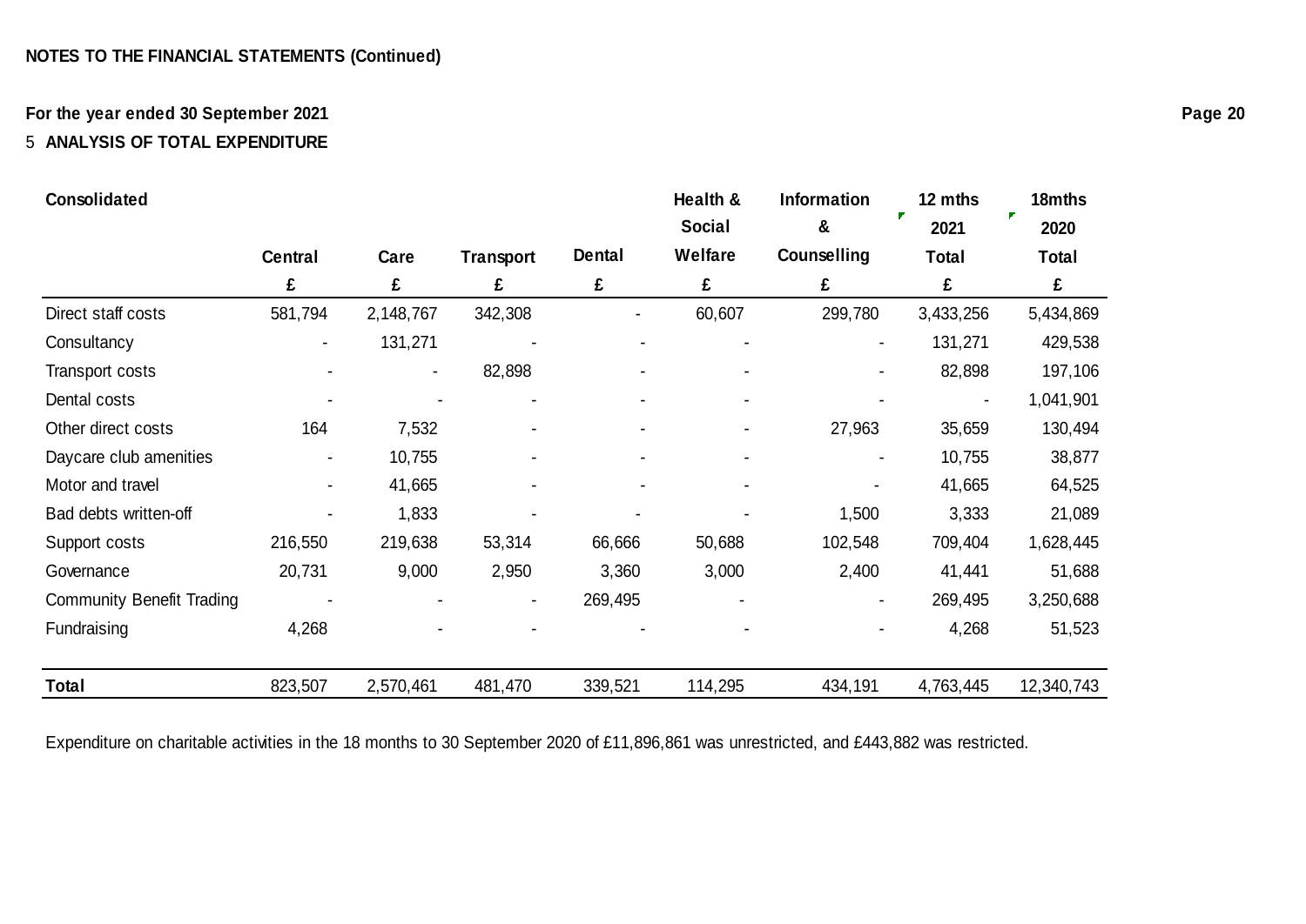**NOTES TO THE FINANCIAL STATEMENTS (Continued)**

**For the year ended 30 September 2021**

## 5 ANALYSIS OF TOTAL EXPENDITURE

| **Consolidated** | **Central** | **Care** | **Transport** | **Dental** | **Health & Social Welfare** | **Information & Counselling** | **12 mths 2021 Total** | **18mths 2020 Total** |
|---|---|---|---|---|---|---|---|---|
| | **£** | **£** | **£** | **£** | **£** | **£** | **£** | **£** |
| Direct staff costs | 581,794 | 2,148,767 | 342,308 | - | 60,607 | 299,780 | 3,433,256 | 5,434,869 |
| Consultancy | - | 131,271 | - | - | - | - | 131,271 | 429,538 |
| Transport costs | - | - | 82,898 | - | - | - | 82,898 | 197,106 |
| Dental costs | - | - | - | - | - | - | - | 1,041,901 |
| Other direct costs | 164 | 7,532 | - | - | - | 27,963 | 35,659 | 130,494 |
| Daycare club amenities | - | 10,755 | - | - | - | - | 10,755 | 38,877 |
| Motor and travel | - | 41,665 | - | - | - | - | 41,665 | 64,525 |
| Bad debts written-off | - | 1,833 | - | - | - | 1,500 | 3,333 | 21,089 |
| Support costs | 216,550 | 219,638 | 53,314 | 66,666 | 50,688 | 102,548 | 709,404 | 1,628,445 |
| Governance | 20,731 | 9,000 | 2,950 | 3,360 | 3,000 | 2,400 | 41,441 | 51,688 |
| Community Benefit Trading | - | - | - | 269,495 | - | - | 269,495 | 3,250,688 |
| Fundraising | 4,268 | - | - | - | - | - | 4,268 | 51,523 |
| **Total** | 823,507 | 2,570,461 | 481,470 | 339,521 | 114,295 | 434,191 | 4,763,445 | 12,340,743 |

Expenditure on charitable activities in the 18 months to 30 September 2020 of £11,896,861 was unrestricted, and £443,882 was restricted.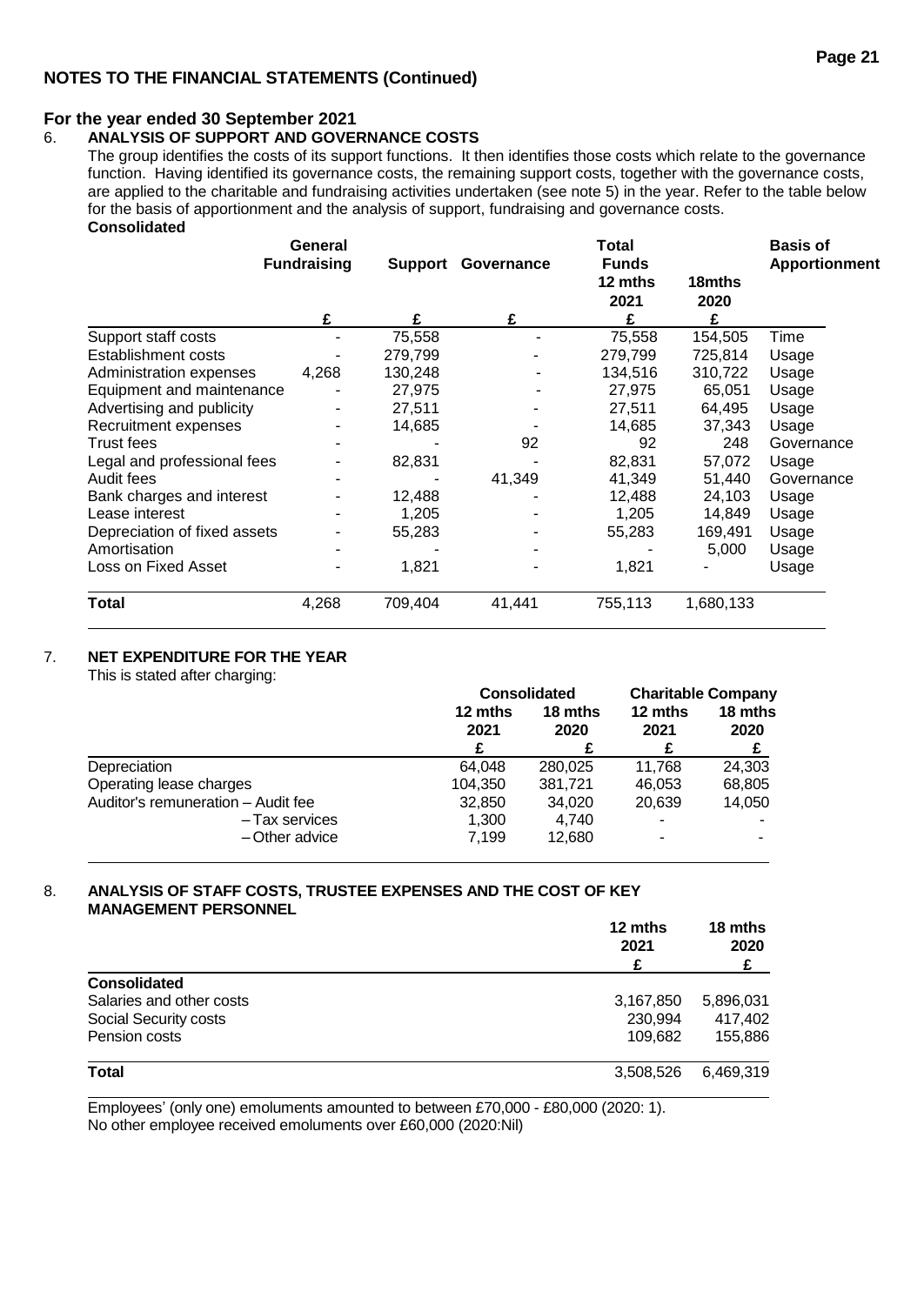## NOTES TO THE FINANCIAL STATEMENTS (Continued)

### For the year ended 30 September 2021

### 6. ANALYSIS OF SUPPORT AND GOVERNANCE COSTS

The group identifies the costs of its support functions. It then identifies those costs which relate to the governance function. Having identified its governance costs, the remaining support costs, together with the governance costs, are applied to the charitable and fundraising activities undertaken (see note 5) in the year. Refer to the table below for the basis of apportionment and the analysis of support, fundraising and governance costs.

**Consolidated**

| | General Fundraising | Support | Governance | Total Funds 12 mths 2021 | 18mths 2020 | Basis of Apportionment |
|---|---|---|---|---|---|---|
| | £ | £ | £ | £ | £ | |
| Support staff costs | - | 75,558 | - | 75,558 | 154,505 | Time |
| Establishment costs | - | 279,799 | - | 279,799 | 725,814 | Usage |
| Administration expenses | 4,268 | 130,248 | - | 134,516 | 310,722 | Usage |
| Equipment and maintenance | - | 27,975 | - | 27,975 | 65,051 | Usage |
| Advertising and publicity | - | 27,511 | - | 27,511 | 64,495 | Usage |
| Recruitment expenses | - | 14,685 | - | 14,685 | 37,343 | Usage |
| Trust fees | - | - | 92 | 92 | 248 | Governance |
| Legal and professional fees | - | 82,831 | - | 82,831 | 57,072 | Usage |
| Audit fees | - | - | 41,349 | 41,349 | 51,440 | Governance |
| Bank charges and interest | - | 12,488 | - | 12,488 | 24,103 | Usage |
| Lease interest | - | 1,205 | - | 1,205 | 14,849 | Usage |
| Depreciation of fixed assets | - | 55,283 | - | 55,283 | 169,491 | Usage |
| Amortisation | - | - | - | - | 5,000 | Usage |
| Loss on Fixed Asset | - | 1,821 | - | 1,821 | - | Usage |
| **Total** | 4,268 | 709,404 | 41,441 | 755,113 | 1,680,133 | |

### 7. NET EXPENDITURE FOR THE YEAR

This is stated after charging:

| | Consolidated | | Charitable Company | |
|---|---|---|---|---|
| | 12 mths 2021 | 18 mths 2020 | 12 mths 2021 | 18 mths 2020 |
| | £ | £ | £ | £ |
| Depreciation | 64,048 | 280,025 | 11,768 | 24,303 |
| Operating lease charges | 104,350 | 381,721 | 46,053 | 68,805 |
| Auditor's remuneration – Audit fee | 32,850 | 34,020 | 20,639 | 14,050 |
| – Tax services | 1,300 | 4,740 | - | - |
| – Other advice | 7,199 | 12,680 | - | - |

### 8. ANALYSIS OF STAFF COSTS, TRUSTEE EXPENSES AND THE COST OF KEY MANAGEMENT PERSONNEL

| | 12 mths 2021 | 18 mths 2020 |
|---|---|---|
| | £ | £ |
| **Consolidated** | | |
| Salaries and other costs | 3,167,850 | 5,896,031 |
| Social Security costs | 230,994 | 417,402 |
| Pension costs | 109,682 | 155,886 |
| **Total** | 3,508,526 | 6,469,319 |

Employees' (only one) emoluments amounted to between £70,000 - £80,000 (2020: 1).
No other employee received emoluments over £60,000 (2020:Nil)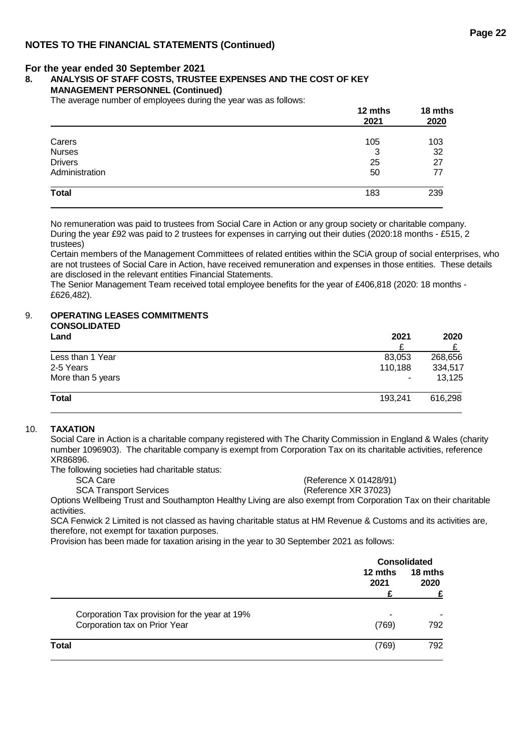## NOTES TO THE FINANCIAL STATEMENTS (Continued)

### For the year ended 30 September 2021

### 8. ANALYSIS OF STAFF COSTS, TRUSTEE EXPENSES AND THE COST OF KEY MANAGEMENT PERSONNEL (Continued)

The average number of employees during the year was as follows:

| | 12 mths 2021 | 18 mths 2020 |
|---|---|---|
| Carers | 105 | 103 |
| Nurses | 3 | 32 |
| Drivers | 25 | 27 |
| Administration | 50 | 77 |
| **Total** | 183 | 239 |

No remuneration was paid to trustees from Social Care in Action or any group society or charitable company. During the year £92 was paid to 2 trustees for expenses in carrying out their duties (2020:18 months - £515, 2 trustees)

Certain members of the Management Committees of related entities within the SCiA group of social enterprises, who are not trustees of Social Care in Action, have received remuneration and expenses in those entities. These details are disclosed in the relevant entities Financial Statements.

The Senior Management Team received total employee benefits for the year of £406,818 (2020: 18 months - £626,482).

### 9. OPERATING LEASES COMMITMENTS

**CONSOLIDATED**

| Land | 2021 £ | 2020 £ |
|---|---|---|
| Less than 1 Year | 83,053 | 268,656 |
| 2-5 Years | 110,188 | 334,517 |
| More than 5 years | - | 13,125 |
| **Total** | 193,241 | 616,298 |

### 10. TAXATION

Social Care in Action is a charitable company registered with The Charity Commission in England & Wales (charity number 1096903). The charitable company is exempt from Corporation Tax on its charitable activities, reference XR86896.

The following societies had charitable status:

| | |
|---|---|
| SCA Care | (Reference X 01428/91) |
| SCA Transport Services | (Reference XR 37023) |

Options Wellbeing Trust and Southampton Healthy Living are also exempt from Corporation Tax on their charitable activities.

SCA Fenwick 2 Limited is not classed as having charitable status at HM Revenue & Customs and its activities are, therefore, not exempt for taxation purposes.

Provision has been made for taxation arising in the year to 30 September 2021 as follows:

| | Consolidated | |
|---|---|---|
| | 12 mths 2021 £ | 18 mths 2020 £ |
| Corporation Tax provision for the year at 19% | - | - |
| Corporation tax on Prior Year | (769) | 792 |
| **Total** | (769) | 792 |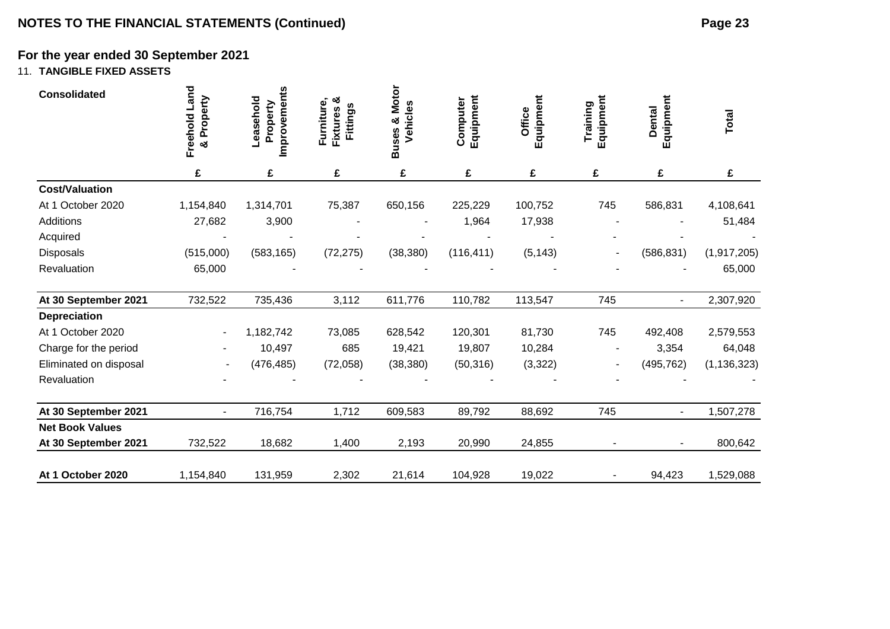## NOTES TO THE FINANCIAL STATEMENTS (Continued)

### For the year ended 30 September 2021

11. **TANGIBLE FIXED ASSETS**

| Consolidated | Freehold Land & Property | Leasehold Property Improvements | Furniture, Fixtures & Fittings | Buses & Motor Vehicles | Computer Equipment | Office Equipment | Training Equipment | Dental Equipment | Total |
|---|---|---|---|---|---|---|---|---|---|
| | £ | £ | £ | £ | £ | £ | £ | £ | £ |
| **Cost/Valuation** | | | | | | | | | |
| At 1 October 2020 | 1,154,840 | 1,314,701 | 75,387 | 650,156 | 225,229 | 100,752 | 745 | 586,831 | 4,108,641 |
| Additions | 27,682 | 3,900 | - | - | 1,964 | 17,938 | - | - | 51,484 |
| Acquired | - | - | - | - | - | - | - | - | - |
| Disposals | (515,000) | (583,165) | (72,275) | (38,380) | (116,411) | (5,143) | - | (586,831) | (1,917,205) |
| Revaluation | 65,000 | - | - | - | - | - | - | - | 65,000 |
| **At 30 September 2021** | 732,522 | 735,436 | 3,112 | 611,776 | 110,782 | 113,547 | 745 | - | 2,307,920 |
| **Depreciation** | | | | | | | | | |
| At 1 October 2020 | - | 1,182,742 | 73,085 | 628,542 | 120,301 | 81,730 | 745 | 492,408 | 2,579,553 |
| Charge for the period | - | 10,497 | 685 | 19,421 | 19,807 | 10,284 | - | 3,354 | 64,048 |
| Eliminated on disposal | - | (476,485) | (72,058) | (38,380) | (50,316) | (3,322) | - | (495,762) | (1,136,323) |
| Revaluation | - | - | - | - | - | - | - | - | - |
| **At 30 September 2021** | - | 716,754 | 1,712 | 609,583 | 89,792 | 88,692 | 745 | - | 1,507,278 |
| **Net Book Values** | | | | | | | | | |
| **At 30 September 2021** | 732,522 | 18,682 | 1,400 | 2,193 | 20,990 | 24,855 | - | - | 800,642 |
| **At 1 October 2020** | 1,154,840 | 131,959 | 2,302 | 21,614 | 104,928 | 19,022 | - | 94,423 | 1,529,088 |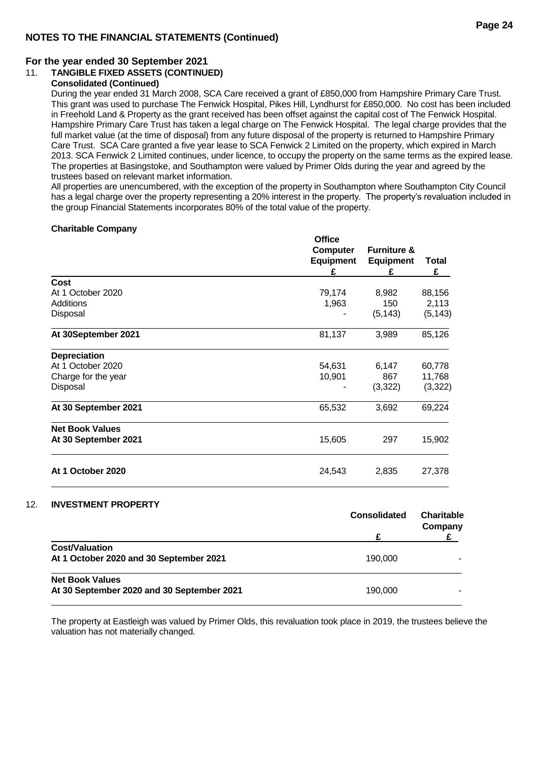## NOTES TO THE FINANCIAL STATEMENTS (Continued)

### For the year ended 30 September 2021

### 11. TANGIBLE FIXED ASSETS (CONTINUED)

**Consolidated (Continued)**

During the year ended 31 March 2008, SCA Care received a grant of £850,000 from Hampshire Primary Care Trust. This grant was used to purchase The Fenwick Hospital, Pikes Hill, Lyndhurst for £850,000. No cost has been included in Freehold Land & Property as the grant received has been offset against the capital cost of The Fenwick Hospital. Hampshire Primary Care Trust has taken a legal charge on The Fenwick Hospital. The legal charge provides that the full market value (at the time of disposal) from any future disposal of the property is returned to Hampshire Primary Care Trust. SCA Care granted a five year lease to SCA Fenwick 2 Limited on the property, which expired in March 2013. SCA Fenwick 2 Limited continues, under licence, to occupy the property on the same terms as the expired lease. The properties at Basingstoke, and Southampton were valued by Primer Olds during the year and agreed by the trustees based on relevant market information.

All properties are unencumbered, with the exception of the property in Southampton where Southampton City Council has a legal charge over the property representing a 20% interest in the property. The property's revaluation included in the group Financial Statements incorporates 80% of the total value of the property.

**Charitable Company**

| | Office Computer Equipment £ | Furniture & Equipment £ | Total £ |
|---|---|---|---|
| **Cost** | | | |
| At 1 October 2020 | 79,174 | 8,982 | 88,156 |
| Additions | 1,963 | 150 | 2,113 |
| Disposal | - | (5,143) | (5,143) |
| **At 30September 2021** | 81,137 | 3,989 | 85,126 |
| **Depreciation** | | | |
| At 1 October 2020 | 54,631 | 6,147 | 60,778 |
| Charge for the year | 10,901 | 867 | 11,768 |
| Disposal | - | (3,322) | (3,322) |
| **At 30 September 2021** | 65,532 | 3,692 | 69,224 |
| **Net Book Values** | | | |
| **At 30 September 2021** | 15,605 | 297 | 15,902 |
| **At 1 October 2020** | 24,543 | 2,835 | 27,378 |

### 12. INVESTMENT PROPERTY

| | Consolidated £ | Charitable Company £ |
|---|---|---|
| **Cost/Valuation** | | |
| **At 1 October 2020 and 30 September 2021** | 190,000 | - |
| **Net Book Values** | | |
| **At 30 September 2020 and 30 September 2021** | 190,000 | - |

The property at Eastleigh was valued by Primer Olds, this revaluation took place in 2019, the trustees believe the valuation has not materially changed.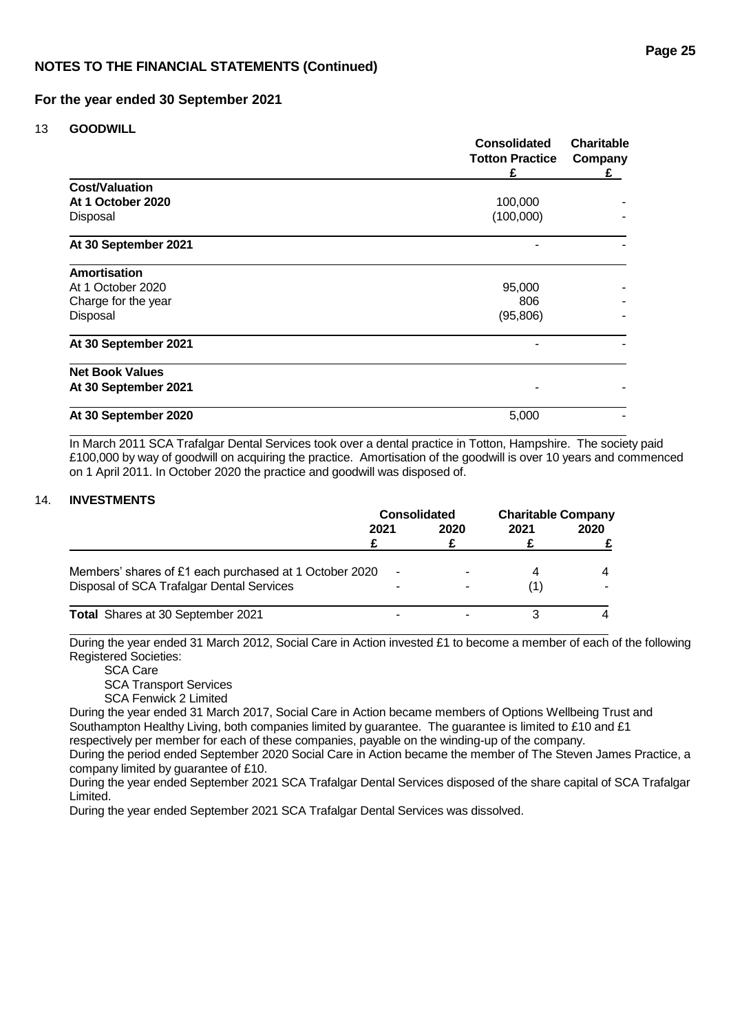## NOTES TO THE FINANCIAL STATEMENTS (Continued)

### For the year ended 30 September 2021

### 13 GOODWILL

| | Consolidated Totton Practice £ | Charitable Company £ |
|---|---|---|
| **Cost/Valuation** | | |
| **At 1 October 2020** | 100,000 | - |
| Disposal | (100,000) | - |
| **At 30 September 2021** | - | - |
| **Amortisation** | | |
| At 1 October 2020 | 95,000 | - |
| Charge for the year | 806 | - |
| Disposal | (95,806) | - |
| **At 30 September 2021** | - | - |
| **Net Book Values** | | |
| **At 30 September 2021** | - | - |
| **At 30 September 2020** | 5,000 | - |

In March 2011 SCA Trafalgar Dental Services took over a dental practice in Totton, Hampshire. The society paid £100,000 by way of goodwill on acquiring the practice. Amortisation of the goodwill is over 10 years and commenced on 1 April 2011. In October 2020 the practice and goodwill was disposed of.

### 14. INVESTMENTS

| | Consolidated | | Charitable Company | |
|---|---|---|---|---|
| | 2021 £ | 2020 £ | 2021 £ | 2020 £ |
| Members' shares of £1 each purchased at 1 October 2020 | - | - | 4 | 4 |
| Disposal of SCA Trafalgar Dental Services | - | - | (1) | - |
| **Total** Shares at 30 September 2021 | - | - | 3 | 4 |

During the year ended 31 March 2012, Social Care in Action invested £1 to become a member of each of the following Registered Societies:

- SCA Care
- SCA Transport Services
- SCA Fenwick 2 Limited

During the year ended 31 March 2017, Social Care in Action became members of Options Wellbeing Trust and Southampton Healthy Living, both companies limited by guarantee. The guarantee is limited to £10 and £1 respectively per member for each of these companies, payable on the winding-up of the company.

During the period ended September 2020 Social Care in Action became the member of The Steven James Practice, a company limited by guarantee of £10.

During the year ended September 2021 SCA Trafalgar Dental Services disposed of the share capital of SCA Trafalgar Limited.

During the year ended September 2021 SCA Trafalgar Dental Services was dissolved.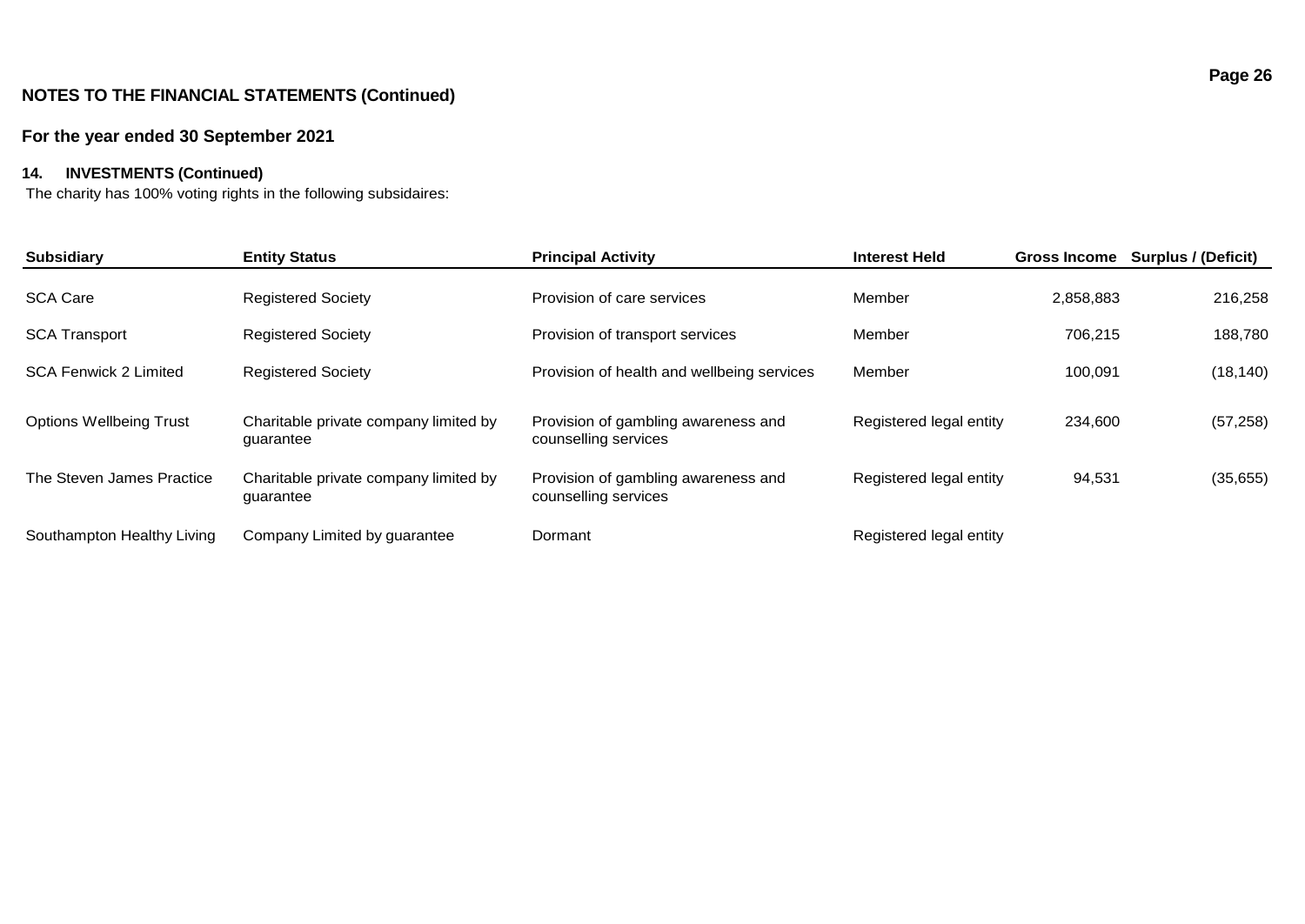## NOTES TO THE FINANCIAL STATEMENTS (Continued)

### For the year ended 30 September 2021

### 14. INVESTMENTS (Continued)

The charity has 100% voting rights in the following subsidaires:

| Subsidiary | Entity Status | Principal Activity | Interest Held | Gross Income | Surplus / (Deficit) |
|---|---|---|---|---|---|
| SCA Care | Registered Society | Provision of care services | Member | 2,858,883 | 216,258 |
| SCA Transport | Registered Society | Provision of transport services | Member | 706,215 | 188,780 |
| SCA Fenwick 2 Limited | Registered Society | Provision of health and wellbeing services | Member | 100,091 | (18,140) |
| Options Wellbeing Trust | Charitable private company limited by guarantee | Provision of gambling awareness and counselling services | Registered legal entity | 234,600 | (57,258) |
| The Steven James Practice | Charitable private company limited by guarantee | Provision of gambling awareness and counselling services | Registered legal entity | 94,531 | (35,655) |
| Southampton Healthy Living | Company Limited by guarantee | Dormant | Registered legal entity | | |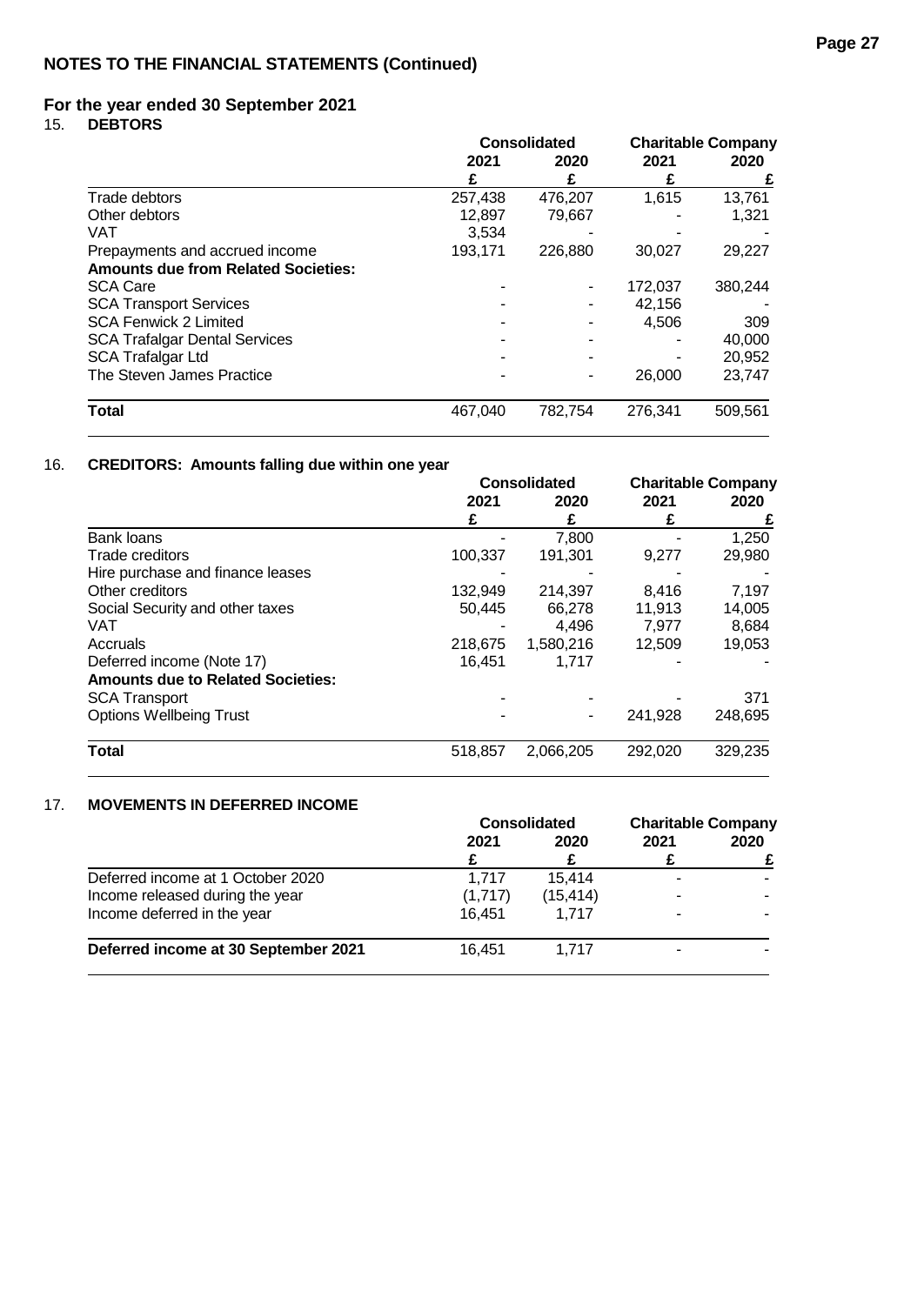## NOTES TO THE FINANCIAL STATEMENTS (Continued)

### For the year ended 30 September 2021

### 15. DEBTORS

| | Consolidated | | Charitable Company | |
|---|---|---|---|---|
| | 2021 | 2020 | 2021 | 2020 |
| | £ | £ | £ | £ |
| Trade debtors | 257,438 | 476,207 | 1,615 | 13,761 |
| Other debtors | 12,897 | 79,667 | - | 1,321 |
| VAT | 3,534 | - | - | - |
| Prepayments and accrued income | 193,171 | 226,880 | 30,027 | 29,227 |
| **Amounts due from Related Societies:** | | | | |
| SCA Care | - | - | 172,037 | 380,244 |
| SCA Transport Services | - | - | 42,156 | - |
| SCA Fenwick 2 Limited | - | - | 4,506 | 309 |
| SCA Trafalgar Dental Services | - | - | - | 40,000 |
| SCA Trafalgar Ltd | - | - | - | 20,952 |
| The Steven James Practice | - | - | 26,000 | 23,747 |
| **Total** | 467,040 | 782,754 | 276,341 | 509,561 |

### 16. CREDITORS: Amounts falling due within one year

| | Consolidated | | Charitable Company | |
|---|---|---|---|---|
| | 2021 | 2020 | 2021 | 2020 |
| | £ | £ | £ | £ |
| Bank loans | - | 7,800 | - | 1,250 |
| Trade creditors | 100,337 | 191,301 | 9,277 | 29,980 |
| Hire purchase and finance leases | - | - | - | - |
| Other creditors | 132,949 | 214,397 | 8,416 | 7,197 |
| Social Security and other taxes | 50,445 | 66,278 | 11,913 | 14,005 |
| VAT | - | 4,496 | 7,977 | 8,684 |
| Accruals | 218,675 | 1,580,216 | 12,509 | 19,053 |
| Deferred income (Note 17) | 16,451 | 1,717 | - | - |
| **Amounts due to Related Societies:** | | | | |
| SCA Transport | - | - | - | 371 |
| Options Wellbeing Trust | - | - | 241,928 | 248,695 |
| **Total** | 518,857 | 2,066,205 | 292,020 | 329,235 |

### 17. MOVEMENTS IN DEFERRED INCOME

| | Consolidated | | Charitable Company | |
|---|---|---|---|---|
| | 2021 | 2020 | 2021 | 2020 |
| | £ | £ | £ | £ |
| Deferred income at 1 October 2020 | 1,717 | 15,414 | - | - |
| Income released during the year | (1,717) | (15,414) | - | - |
| Income deferred in the year | 16,451 | 1,717 | - | - |
| **Deferred income at 30 September 2021** | 16,451 | 1,717 | - | - |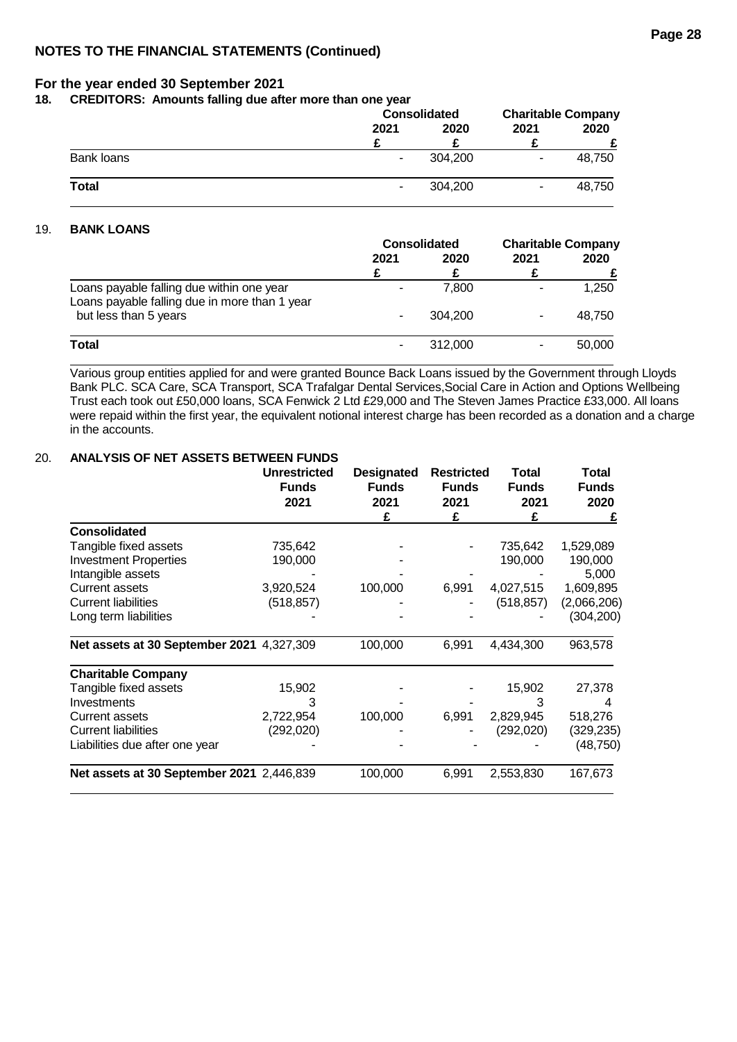## NOTES TO THE FINANCIAL STATEMENTS (Continued)

### For the year ended 30 September 2021

### 18. CREDITORS: Amounts falling due after more than one year

| | Consolidated | | Charitable Company | |
|---|---|---|---|---|
| | 2021 | 2020 | 2021 | 2020 |
| | £ | £ | £ | £ |
| Bank loans | - | 304,200 | - | 48,750 |
| **Total** | - | 304,200 | - | 48,750 |

### 19. BANK LOANS

| | Consolidated | | Charitable Company | |
|---|---|---|---|---|
| | 2021 | 2020 | 2021 | 2020 |
| | £ | £ | £ | £ |
| Loans payable falling due within one year | - | 7,800 | - | 1,250 |
| Loans payable falling due in more than 1 year but less than 5 years | - | 304,200 | - | 48,750 |
| **Total** | - | 312,000 | - | 50,000 |

Various group entities applied for and were granted Bounce Back Loans issued by the Government through Lloyds Bank PLC. SCA Care, SCA Transport, SCA Trafalgar Dental Services,Social Care in Action and Options Wellbeing Trust each took out £50,000 loans, SCA Fenwick 2 Ltd £29,000 and The Steven James Practice £33,000. All loans were repaid within the first year, the equivalent notional interest charge has been recorded as a donation and a charge in the accounts.

### 20. ANALYSIS OF NET ASSETS BETWEEN FUNDS

| | Unrestricted Funds 2021 | Designated Funds 2021 | Restricted Funds 2021 | Total Funds 2021 | Total Funds 2020 |
|---|---|---|---|---|---|
| | | £ | £ | £ | £ |
| **Consolidated** | | | | | |
| Tangible fixed assets | 735,642 | - | - | 735,642 | 1,529,089 |
| Investment Properties | 190,000 | - | | 190,000 | 190,000 |
| Intangible assets | - | - | - | - | 5,000 |
| Current assets | 3,920,524 | 100,000 | 6,991 | 4,027,515 | 1,609,895 |
| Current liabilities | (518,857) | - | - | (518,857) | (2,066,206) |
| Long term liabilities | - | - | - | - | (304,200) |
| **Net assets at 30 September 2021** | 4,327,309 | 100,000 | 6,991 | 4,434,300 | 963,578 |
| **Charitable Company** | | | | | |
| Tangible fixed assets | 15,902 | - | - | 15,902 | 27,378 |
| Investments | 3 | - | - | 3 | 4 |
| Current assets | 2,722,954 | 100,000 | 6,991 | 2,829,945 | 518,276 |
| Current liabilities | (292,020) | - | - | (292,020) | (329,235) |
| Liabilities due after one year | - | - | - | - | (48,750) |
| **Net assets at 30 September 2021** | 2,446,839 | 100,000 | 6,991 | 2,553,830 | 167,673 |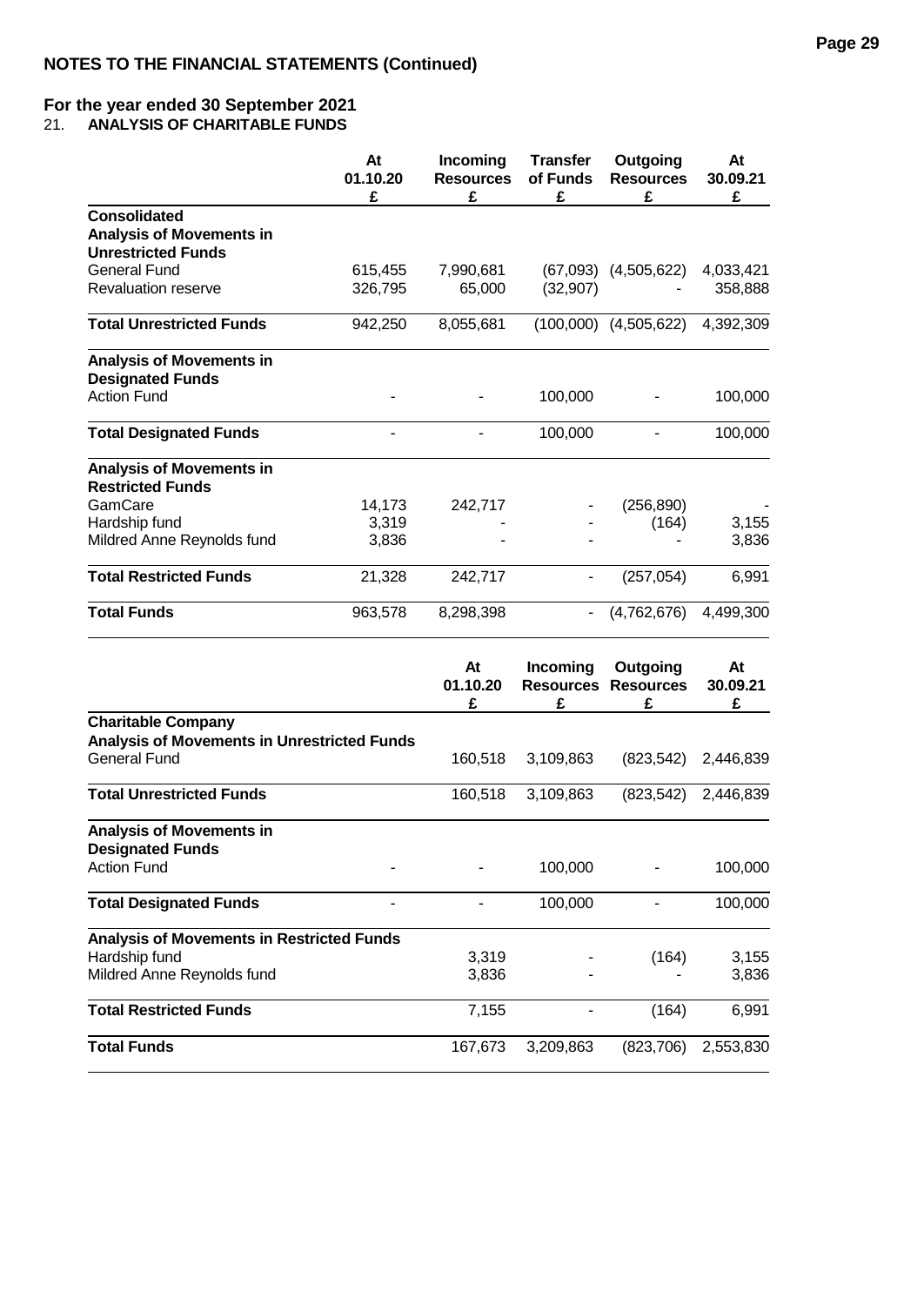## NOTES TO THE FINANCIAL STATEMENTS (Continued)

## For the year ended 30 September 2021

### 21. ANALYSIS OF CHARITABLE FUNDS

| | At 01.10.20 £ | Incoming Resources £ | Transfer of Funds £ | Outgoing Resources £ | At 30.09.21 £ |
|---|---|---|---|---|---|
| **Consolidated** | | | | | |
| **Analysis of Movements in Unrestricted Funds** | | | | | |
| General Fund | 615,455 | 7,990,681 | (67,093) | (4,505,622) | 4,033,421 |
| Revaluation reserve | 326,795 | 65,000 | (32,907) | - | 358,888 |
| **Total Unrestricted Funds** | 942,250 | 8,055,681 | (100,000) | (4,505,622) | 4,392,309 |
| **Analysis of Movements in Designated Funds** | | | | | |
| Action Fund | - | - | 100,000 | - | 100,000 |
| **Total Designated Funds** | - | - | 100,000 | - | 100,000 |
| **Analysis of Movements in Restricted Funds** | | | | | |
| GamCare | 14,173 | 242,717 | - | (256,890) | - |
| Hardship fund | 3,319 | - | - | (164) | 3,155 |
| Mildred Anne Reynolds fund | 3,836 | - | - | - | 3,836 |
| **Total Restricted Funds** | 21,328 | 242,717 | - | (257,054) | 6,991 |
| **Total Funds** | 963,578 | 8,298,398 | - | (4,762,676) | 4,499,300 |

| | | At 01.10.20 £ | Incoming Resources £ | Outgoing Resources £ | At 30.09.21 £ |
|---|---|---|---|---|---|
| **Charitable Company** | | | | | |
| **Analysis of Movements in Unrestricted Funds** | | | | | |
| General Fund | | 160,518 | 3,109,863 | (823,542) | 2,446,839 |
| **Total Unrestricted Funds** | | 160,518 | 3,109,863 | (823,542) | 2,446,839 |
| **Analysis of Movements in Designated Funds** | | | | | |
| Action Fund | - | - | 100,000 | - | 100,000 |
| **Total Designated Funds** | - | - | 100,000 | - | 100,000 |
| **Analysis of Movements in Restricted Funds** | | | | | |
| Hardship fund | | 3,319 | - | (164) | 3,155 |
| Mildred Anne Reynolds fund | | 3,836 | - | - | 3,836 |
| **Total Restricted Funds** | | 7,155 | - | (164) | 6,991 |
| **Total Funds** | | 167,673 | 3,209,863 | (823,706) | 2,553,830 |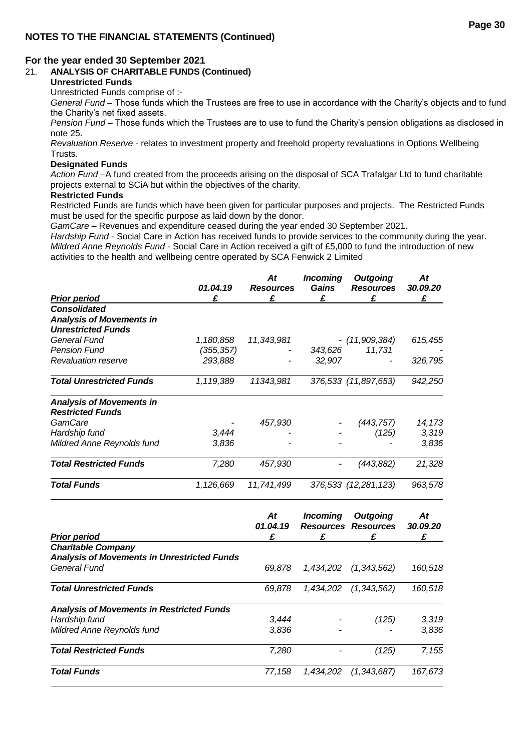## NOTES TO THE FINANCIAL STATEMENTS (Continued)

### For the year ended 30 September 2021

21. **ANALYSIS OF CHARITABLE FUNDS (Continued)**

**Unrestricted Funds**

Unrestricted Funds comprise of :-

*General Fund* – Those funds which the Trustees are free to use in accordance with the Charity's objects and to fund the Charity's net fixed assets.

*Pension Fund* – Those funds which the Trustees are to use to fund the Charity's pension obligations as disclosed in note 25.

*Revaluation Reserve* - relates to investment property and freehold property revaluations in Options Wellbeing Trusts.

**Designated Funds**

*Action Fund* –A fund created from the proceeds arising on the disposal of SCA Trafalgar Ltd to fund charitable projects external to SCiA but within the objectives of the charity.

**Restricted Funds**

Restricted Funds are funds which have been given for particular purposes and projects. The Restricted Funds must be used for the specific purpose as laid down by the donor.

*GamCare* – Revenues and expenditure ceased during the year ended 30 September 2021.

*Hardship Fund* - Social Care in Action has received funds to provide services to the community during the year.

*Mildred Anne Reynolds Fund* - Social Care in Action received a gift of £5,000 to fund the introduction of new activities to the health and wellbeing centre operated by SCA Fenwick 2 Limited

| *Prior period* | *01.04.19* £ | *At Resources* £ | *Incoming Gains* £ | *Outgoing Resources* £ | *At 30.09.20* £ |
|---|---|---|---|---|---|
| ***Consolidated*** | | | | | |
| ***Analysis of Movements in Unrestricted Funds*** | | | | | |
| *General Fund* | *1,180,858* | *11,343,981* | *-* | *(11,909,384)* | *615,455* |
| *Pension Fund* | *(355,357)* | *-* | *343,626* | *11,731* | *-* |
| *Revaluation reserve* | *293,888* | *-* | *32,907* | *-* | *326,795* |
| ***Total Unrestricted Funds*** | *1,119,389* | *11343,981* | *376,533* | *(11,897,653)* | *942,250* |
| ***Analysis of Movements in Restricted Funds*** | | | | | |
| *GamCare* | *-* | *457,930* | *-* | *(443,757)* | *14,173* |
| *Hardship fund* | *3,444* | *-* | *-* | *(125)* | *3,319* |
| *Mildred Anne Reynolds fund* | *3,836* | *-* | *-* | *-* | *3,836* |
| ***Total Restricted Funds*** | *7,280* | *457,930* | *-* | *(443,882)* | *21,328* |
| ***Total Funds*** | *1,126,669* | *11,741,499* | *376,533* | *(12,281,123)* | *963,578* |

| *Prior period* | *At 01.04.19* £ | *Incoming Resources* £ | *Outgoing Resources* £ | *At 30.09.20* £ |
|---|---|---|---|---|
| ***Charitable Company*** | | | | |
| ***Analysis of Movements in Unrestricted Funds*** | | | | |
| *General Fund* | *69,878* | *1,434,202* | *(1,343,562)* | *160,518* |
| ***Total Unrestricted Funds*** | *69,878* | *1,434,202* | *(1,343,562)* | *160,518* |
| ***Analysis of Movements in Restricted Funds*** | | | | |
| *Hardship fund* | *3,444* | *-* | *(125)* | *3,319* |
| *Mildred Anne Reynolds fund* | *3,836* | *-* | *-* | *3,836* |
| ***Total Restricted Funds*** | *7,280* | *-* | *(125)* | *7,155* |
| ***Total Funds*** | *77,158* | *1,434,202* | *(1,343,687)* | *167,673* |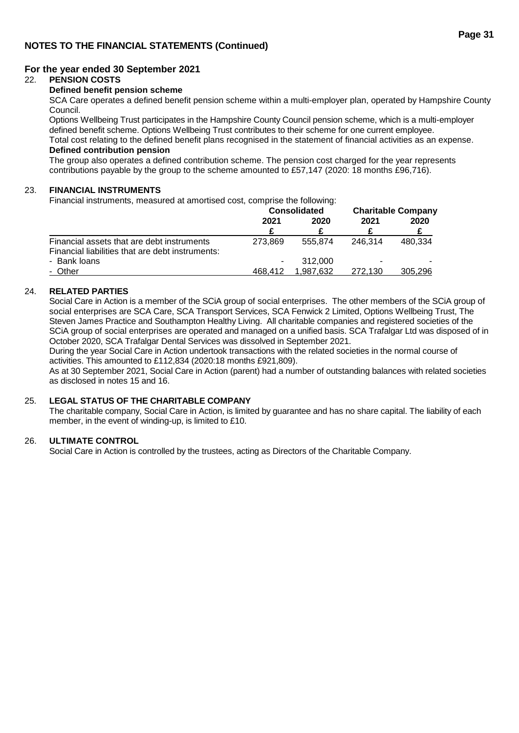## NOTES TO THE FINANCIAL STATEMENTS (Continued)

### For the year ended 30 September 2021

### 22. PENSION COSTS

**Defined benefit pension scheme**

SCA Care operates a defined benefit pension scheme within a multi-employer plan, operated by Hampshire County Council.

Options Wellbeing Trust participates in the Hampshire County Council pension scheme, which is a multi-employer defined benefit scheme. Options Wellbeing Trust contributes to their scheme for one current employee.

Total cost relating to the defined benefit plans recognised in the statement of financial activities as an expense.

**Defined contribution pension**

The group also operates a defined contribution scheme. The pension cost charged for the year represents contributions payable by the group to the scheme amounted to £57,147 (2020: 18 months £96,716).

### 23. FINANCIAL INSTRUMENTS

Financial instruments, measured at amortised cost, comprise the following:

| | Consolidated | | Charitable Company | |
|---|---|---|---|---|
| | 2021 | 2020 | 2021 | 2020 |
| | £ | £ | £ | £ |
| Financial assets that are debt instruments | 273,869 | 555,874 | 246,314 | 480,334 |
| Financial liabilities that are debt instruments: | | | | |
| - Bank loans | - | 312,000 | - | - |
| - Other | 468,412 | 1,987,632 | 272,130 | 305,296 |

### 24. RELATED PARTIES

Social Care in Action is a member of the SCiA group of social enterprises. The other members of the SCiA group of social enterprises are SCA Care, SCA Transport Services, SCA Fenwick 2 Limited, Options Wellbeing Trust, The Steven James Practice and Southampton Healthy Living. All charitable companies and registered societies of the SCiA group of social enterprises are operated and managed on a unified basis. SCA Trafalgar Ltd was disposed of in October 2020, SCA Trafalgar Dental Services was dissolved in September 2021.

During the year Social Care in Action undertook transactions with the related societies in the normal course of activities. This amounted to £112,834 (2020:18 months £921,809).

As at 30 September 2021, Social Care in Action (parent) had a number of outstanding balances with related societies as disclosed in notes 15 and 16.

### 25. LEGAL STATUS OF THE CHARITABLE COMPANY

The charitable company, Social Care in Action, is limited by guarantee and has no share capital. The liability of each member, in the event of winding-up, is limited to £10.

### 26. ULTIMATE CONTROL

Social Care in Action is controlled by the trustees, acting as Directors of the Charitable Company.